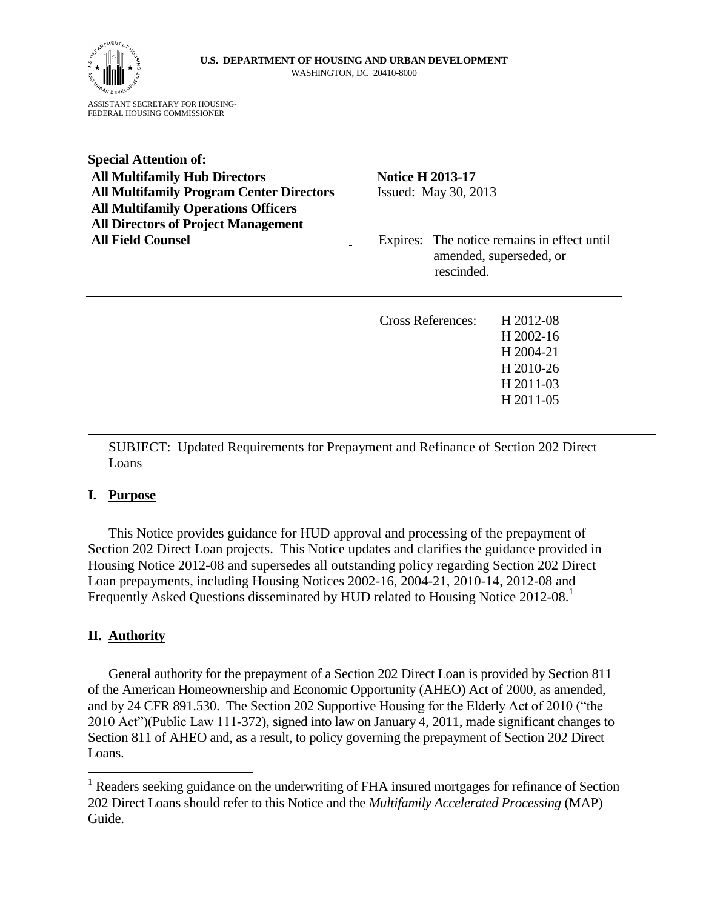**U.S. DEPARTMENT OF HOUSING AND URBAN DEVELOPMENT**
WASHINGTON, DC 20410-8000

ASSISTANT SECRETARY FOR HOUSING-
FEDERAL HOUSING COMMISSIONER

**Special Attention of:**
**All Multifamily Hub Directors**
**All Multifamily Program Center Directors**
**All Multifamily Operations Officers**
**All Directors of Project Management**
**All Field Counsel**

**Notice H 2013-17**
Issued: May 30, 2013

Expires: The notice remains in effect until amended, superseded, or rescinded.

Cross References: H 2012-08
H 2002-16
H 2004-21
H 2010-26
H 2011-03
H 2011-05

SUBJECT: Updated Requirements for Prepayment and Refinance of Section 202 Direct Loans

## I. Purpose

This Notice provides guidance for HUD approval and processing of the prepayment of Section 202 Direct Loan projects. This Notice updates and clarifies the guidance provided in Housing Notice 2012-08 and supersedes all outstanding policy regarding Section 202 Direct Loan prepayments, including Housing Notices 2002-16, 2004-21, 2010-14, 2012-08 and Frequently Asked Questions disseminated by HUD related to Housing Notice 2012-08.[1]

## II. Authority

General authority for the prepayment of a Section 202 Direct Loan is provided by Section 811 of the American Homeownership and Economic Opportunity (AHEO) Act of 2000, as amended, and by 24 CFR 891.530. The Section 202 Supportive Housing for the Elderly Act of 2010 ("the 2010 Act")(Public Law 111-372), signed into law on January 4, 2011, made significant changes to Section 811 of AHEO and, as a result, to policy governing the prepayment of Section 202 Direct Loans.

[1] Readers seeking guidance on the underwriting of FHA insured mortgages for refinance of Section 202 Direct Loans should refer to this Notice and the *Multifamily Accelerated Processing* (MAP) Guide.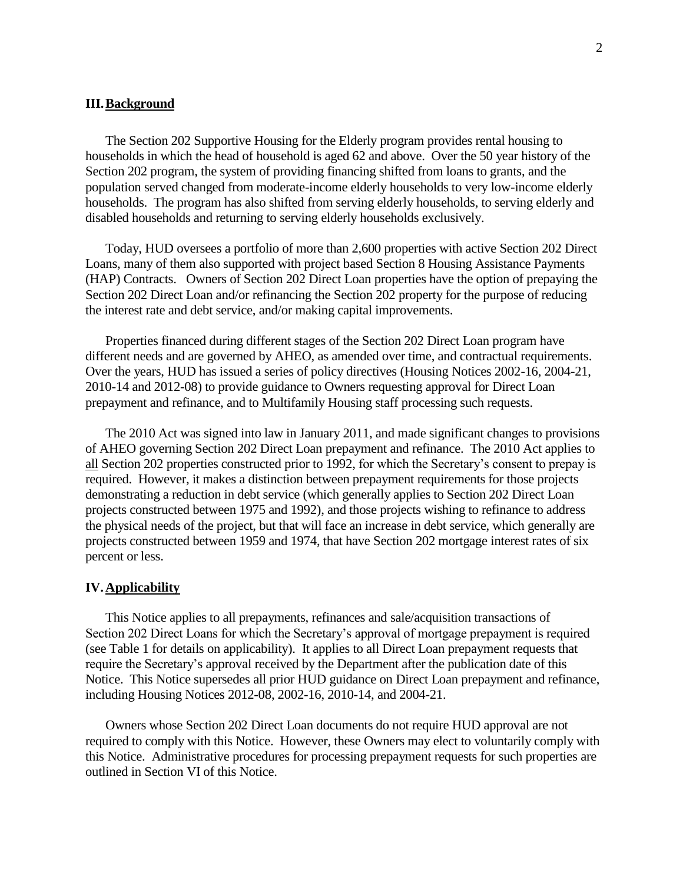## III. Background

The Section 202 Supportive Housing for the Elderly program provides rental housing to households in which the head of household is aged 62 and above. Over the 50 year history of the Section 202 program, the system of providing financing shifted from loans to grants, and the population served changed from moderate-income elderly households to very low-income elderly households. The program has also shifted from serving elderly households, to serving elderly and disabled households and returning to serving elderly households exclusively.

Today, HUD oversees a portfolio of more than 2,600 properties with active Section 202 Direct Loans, many of them also supported with project based Section 8 Housing Assistance Payments (HAP) Contracts. Owners of Section 202 Direct Loan properties have the option of prepaying the Section 202 Direct Loan and/or refinancing the Section 202 property for the purpose of reducing the interest rate and debt service, and/or making capital improvements.

Properties financed during different stages of the Section 202 Direct Loan program have different needs and are governed by AHEO, as amended over time, and contractual requirements. Over the years, HUD has issued a series of policy directives (Housing Notices 2002-16, 2004-21, 2010-14 and 2012-08) to provide guidance to Owners requesting approval for Direct Loan prepayment and refinance, and to Multifamily Housing staff processing such requests.

The 2010 Act was signed into law in January 2011, and made significant changes to provisions of AHEO governing Section 202 Direct Loan prepayment and refinance. The 2010 Act applies to <u>all</u> Section 202 properties constructed prior to 1992, for which the Secretary's consent to prepay is required. However, it makes a distinction between prepayment requirements for those projects demonstrating a reduction in debt service (which generally applies to Section 202 Direct Loan projects constructed between 1975 and 1992), and those projects wishing to refinance to address the physical needs of the project, but that will face an increase in debt service, which generally are projects constructed between 1959 and 1974, that have Section 202 mortgage interest rates of six percent or less.

## IV. Applicability

This Notice applies to all prepayments, refinances and sale/acquisition transactions of Section 202 Direct Loans for which the Secretary's approval of mortgage prepayment is required (see Table 1 for details on applicability). It applies to all Direct Loan prepayment requests that require the Secretary's approval received by the Department after the publication date of this Notice. This Notice supersedes all prior HUD guidance on Direct Loan prepayment and refinance, including Housing Notices 2012-08, 2002-16, 2010-14, and 2004-21.

Owners whose Section 202 Direct Loan documents do not require HUD approval are not required to comply with this Notice. However, these Owners may elect to voluntarily comply with this Notice. Administrative procedures for processing prepayment requests for such properties are outlined in Section VI of this Notice.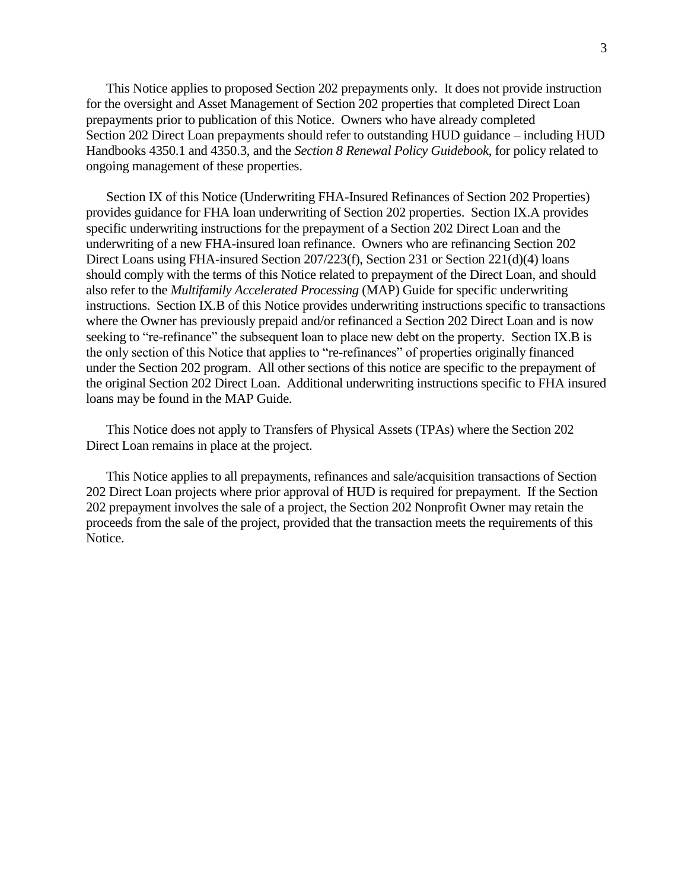This Notice applies to proposed Section 202 prepayments only. It does not provide instruction for the oversight and Asset Management of Section 202 properties that completed Direct Loan prepayments prior to publication of this Notice. Owners who have already completed Section 202 Direct Loan prepayments should refer to outstanding HUD guidance – including HUD Handbooks 4350.1 and 4350.3, and the *Section 8 Renewal Policy Guidebook*, for policy related to ongoing management of these properties.

Section IX of this Notice (Underwriting FHA-Insured Refinances of Section 202 Properties) provides guidance for FHA loan underwriting of Section 202 properties. Section IX.A provides specific underwriting instructions for the prepayment of a Section 202 Direct Loan and the underwriting of a new FHA-insured loan refinance. Owners who are refinancing Section 202 Direct Loans using FHA-insured Section 207/223(f), Section 231 or Section 221(d)(4) loans should comply with the terms of this Notice related to prepayment of the Direct Loan, and should also refer to the *Multifamily Accelerated Processing* (MAP) Guide for specific underwriting instructions. Section IX.B of this Notice provides underwriting instructions specific to transactions where the Owner has previously prepaid and/or refinanced a Section 202 Direct Loan and is now seeking to "re-refinance" the subsequent loan to place new debt on the property. Section IX.B is the only section of this Notice that applies to "re-refinances" of properties originally financed under the Section 202 program. All other sections of this notice are specific to the prepayment of the original Section 202 Direct Loan. Additional underwriting instructions specific to FHA insured loans may be found in the MAP Guide.

This Notice does not apply to Transfers of Physical Assets (TPAs) where the Section 202 Direct Loan remains in place at the project.

This Notice applies to all prepayments, refinances and sale/acquisition transactions of Section 202 Direct Loan projects where prior approval of HUD is required for prepayment. If the Section 202 prepayment involves the sale of a project, the Section 202 Nonprofit Owner may retain the proceeds from the sale of the project, provided that the transaction meets the requirements of this Notice.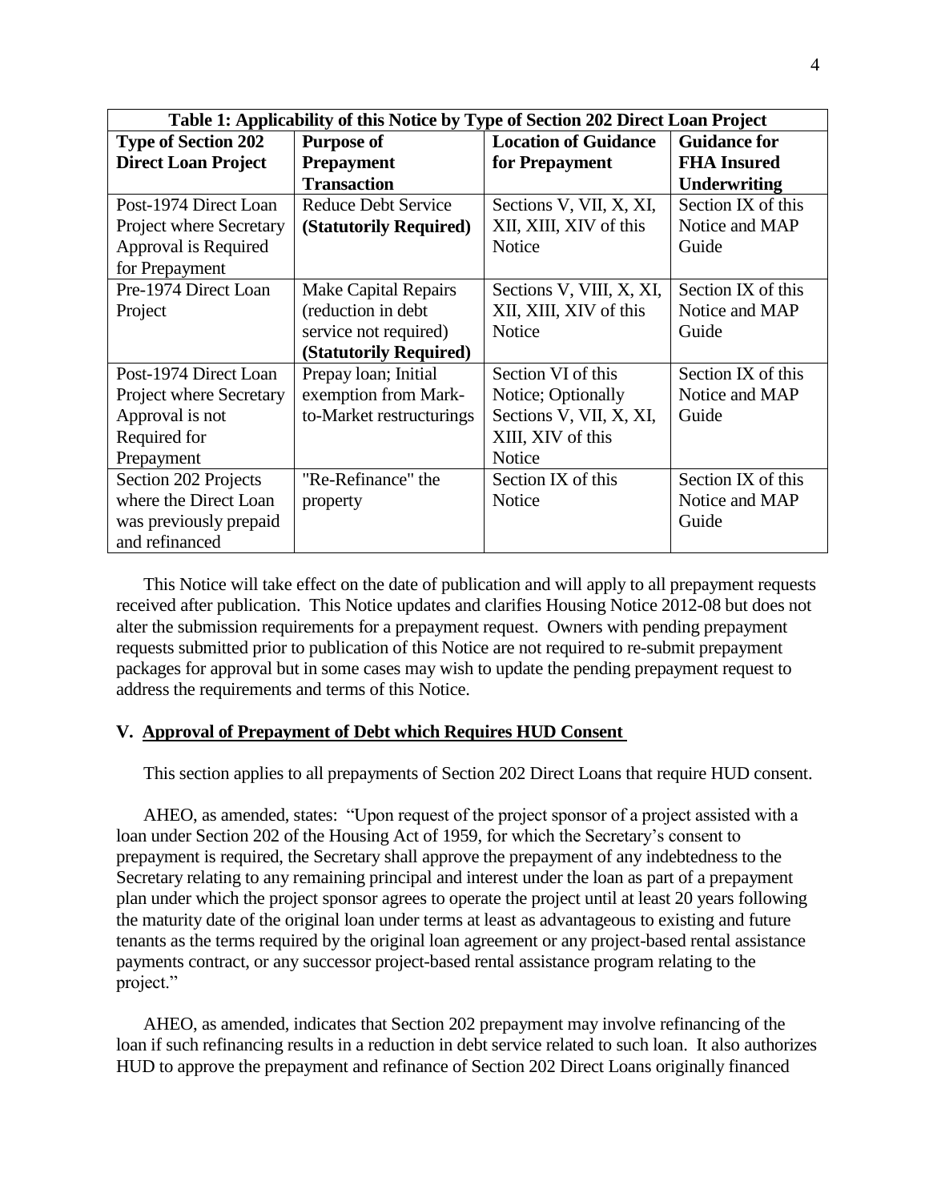| Table 1: Applicability of this Notice by Type of Section 202 Direct Loan Project | | | |
|---|---|---|---|
| **Type of Section 202 Direct Loan Project** | **Purpose of Prepayment Transaction** | **Location of Guidance for Prepayment** | **Guidance for FHA Insured Underwriting** |
| Post-1974 Direct Loan Project where Secretary Approval is Required for Prepayment | Reduce Debt Service **(Statutorily Required)** | Sections V, VII, X, XI, XII, XIII, XIV of this Notice | Section IX of this Notice and MAP Guide |
| Pre-1974 Direct Loan Project | Make Capital Repairs (reduction in debt service not required) **(Statutorily Required)** | Sections V, VIII, X, XI, XII, XIII, XIV of this Notice | Section IX of this Notice and MAP Guide |
| Post-1974 Direct Loan Project where Secretary Approval is not Required for Prepayment | Prepay loan; Initial exemption from Mark-to-Market restructurings | Section VI of this Notice; Optionally Sections V, VII, X, XI, XIII, XIV of this Notice | Section IX of this Notice and MAP Guide |
| Section 202 Projects where the Direct Loan was previously prepaid and refinanced | "Re-Refinance" the property | Section IX of this Notice | Section IX of this Notice and MAP Guide |

This Notice will take effect on the date of publication and will apply to all prepayment requests received after publication. This Notice updates and clarifies Housing Notice 2012-08 but does not alter the submission requirements for a prepayment request. Owners with pending prepayment requests submitted prior to publication of this Notice are not required to re-submit prepayment packages for approval but in some cases may wish to update the pending prepayment request to address the requirements and terms of this Notice.

## V. Approval of Prepayment of Debt which Requires HUD Consent

This section applies to all prepayments of Section 202 Direct Loans that require HUD consent.

AHEO, as amended, states: "Upon request of the project sponsor of a project assisted with a loan under Section 202 of the Housing Act of 1959, for which the Secretary's consent to prepayment is required, the Secretary shall approve the prepayment of any indebtedness to the Secretary relating to any remaining principal and interest under the loan as part of a prepayment plan under which the project sponsor agrees to operate the project until at least 20 years following the maturity date of the original loan under terms at least as advantageous to existing and future tenants as the terms required by the original loan agreement or any project-based rental assistance payments contract, or any successor project-based rental assistance program relating to the project."

AHEO, as amended, indicates that Section 202 prepayment may involve refinancing of the loan if such refinancing results in a reduction in debt service related to such loan. It also authorizes HUD to approve the prepayment and refinance of Section 202 Direct Loans originally financed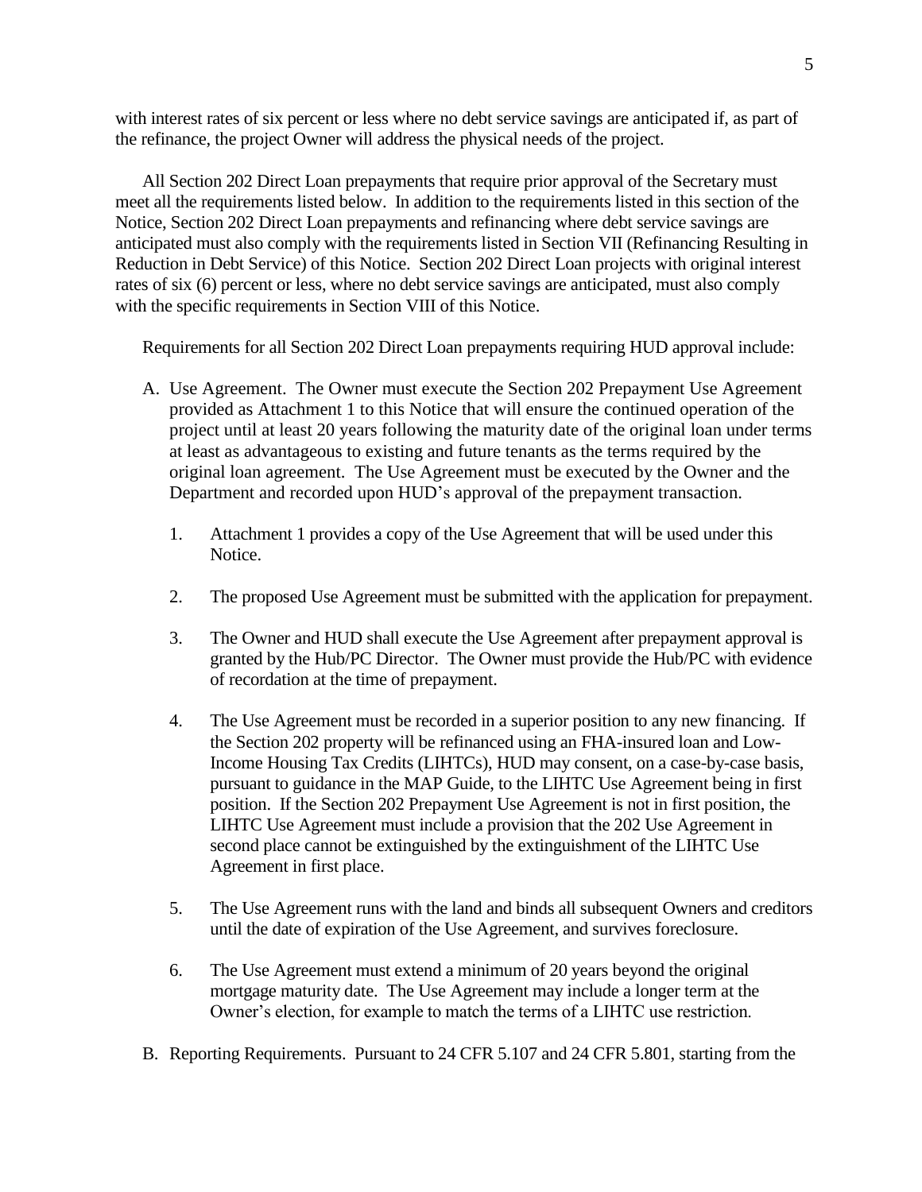with interest rates of six percent or less where no debt service savings are anticipated if, as part of the refinance, the project Owner will address the physical needs of the project.

All Section 202 Direct Loan prepayments that require prior approval of the Secretary must meet all the requirements listed below. In addition to the requirements listed in this section of the Notice, Section 202 Direct Loan prepayments and refinancing where debt service savings are anticipated must also comply with the requirements listed in Section VII (Refinancing Resulting in Reduction in Debt Service) of this Notice. Section 202 Direct Loan projects with original interest rates of six (6) percent or less, where no debt service savings are anticipated, must also comply with the specific requirements in Section VIII of this Notice.

Requirements for all Section 202 Direct Loan prepayments requiring HUD approval include:

A. Use Agreement. The Owner must execute the Section 202 Prepayment Use Agreement provided as Attachment 1 to this Notice that will ensure the continued operation of the project until at least 20 years following the maturity date of the original loan under terms at least as advantageous to existing and future tenants as the terms required by the original loan agreement. The Use Agreement must be executed by the Owner and the Department and recorded upon HUD's approval of the prepayment transaction.

   1. Attachment 1 provides a copy of the Use Agreement that will be used under this Notice.

   2. The proposed Use Agreement must be submitted with the application for prepayment.

   3. The Owner and HUD shall execute the Use Agreement after prepayment approval is granted by the Hub/PC Director. The Owner must provide the Hub/PC with evidence of recordation at the time of prepayment.

   4. The Use Agreement must be recorded in a superior position to any new financing. If the Section 202 property will be refinanced using an FHA-insured loan and Low-Income Housing Tax Credits (LIHTCs), HUD may consent, on a case-by-case basis, pursuant to guidance in the MAP Guide, to the LIHTC Use Agreement being in first position. If the Section 202 Prepayment Use Agreement is not in first position, the LIHTC Use Agreement must include a provision that the 202 Use Agreement in second place cannot be extinguished by the extinguishment of the LIHTC Use Agreement in first place.

   5. The Use Agreement runs with the land and binds all subsequent Owners and creditors until the date of expiration of the Use Agreement, and survives foreclosure.

   6. The Use Agreement must extend a minimum of 20 years beyond the original mortgage maturity date. The Use Agreement may include a longer term at the Owner's election, for example to match the terms of a LIHTC use restriction.

B. Reporting Requirements. Pursuant to 24 CFR 5.107 and 24 CFR 5.801, starting from the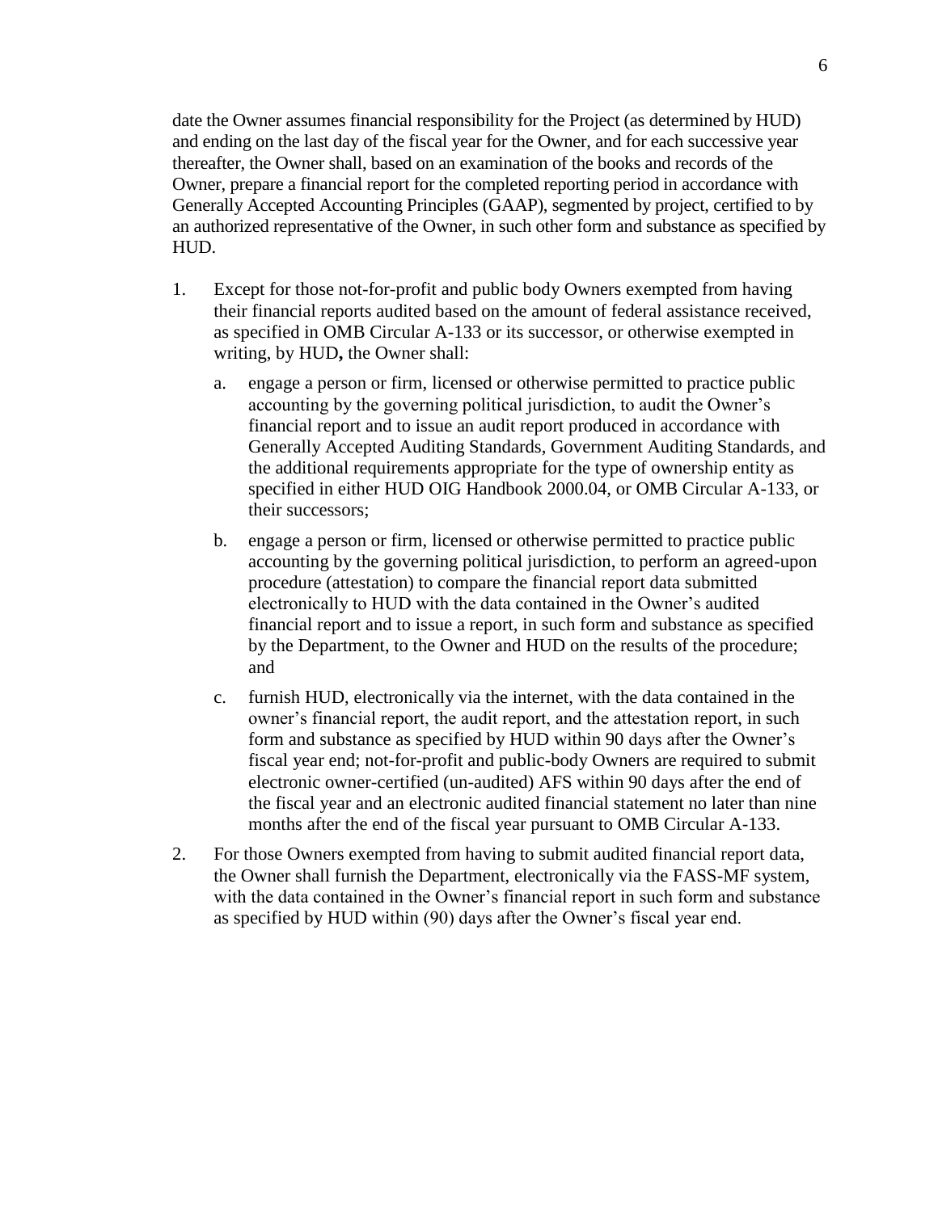date the Owner assumes financial responsibility for the Project (as determined by HUD) and ending on the last day of the fiscal year for the Owner, and for each successive year thereafter, the Owner shall, based on an examination of the books and records of the Owner, prepare a financial report for the completed reporting period in accordance with Generally Accepted Accounting Principles (GAAP), segmented by project, certified to by an authorized representative of the Owner, in such other form and substance as specified by HUD.

1. Except for those not-for-profit and public body Owners exempted from having their financial reports audited based on the amount of federal assistance received, as specified in OMB Circular A-133 or its successor, or otherwise exempted in writing, by HUD**,** the Owner shall:

   a. engage a person or firm, licensed or otherwise permitted to practice public accounting by the governing political jurisdiction, to audit the Owner's financial report and to issue an audit report produced in accordance with Generally Accepted Auditing Standards, Government Auditing Standards, and the additional requirements appropriate for the type of ownership entity as specified in either HUD OIG Handbook 2000.04, or OMB Circular A-133, or their successors;

   b. engage a person or firm, licensed or otherwise permitted to practice public accounting by the governing political jurisdiction, to perform an agreed-upon procedure (attestation) to compare the financial report data submitted electronically to HUD with the data contained in the Owner's audited financial report and to issue a report, in such form and substance as specified by the Department, to the Owner and HUD on the results of the procedure; and

   c. furnish HUD, electronically via the internet, with the data contained in the owner's financial report, the audit report, and the attestation report, in such form and substance as specified by HUD within 90 days after the Owner's fiscal year end; not-for-profit and public-body Owners are required to submit electronic owner-certified (un-audited) AFS within 90 days after the end of the fiscal year and an electronic audited financial statement no later than nine months after the end of the fiscal year pursuant to OMB Circular A-133.

2. For those Owners exempted from having to submit audited financial report data, the Owner shall furnish the Department, electronically via the FASS-MF system, with the data contained in the Owner's financial report in such form and substance as specified by HUD within (90) days after the Owner's fiscal year end.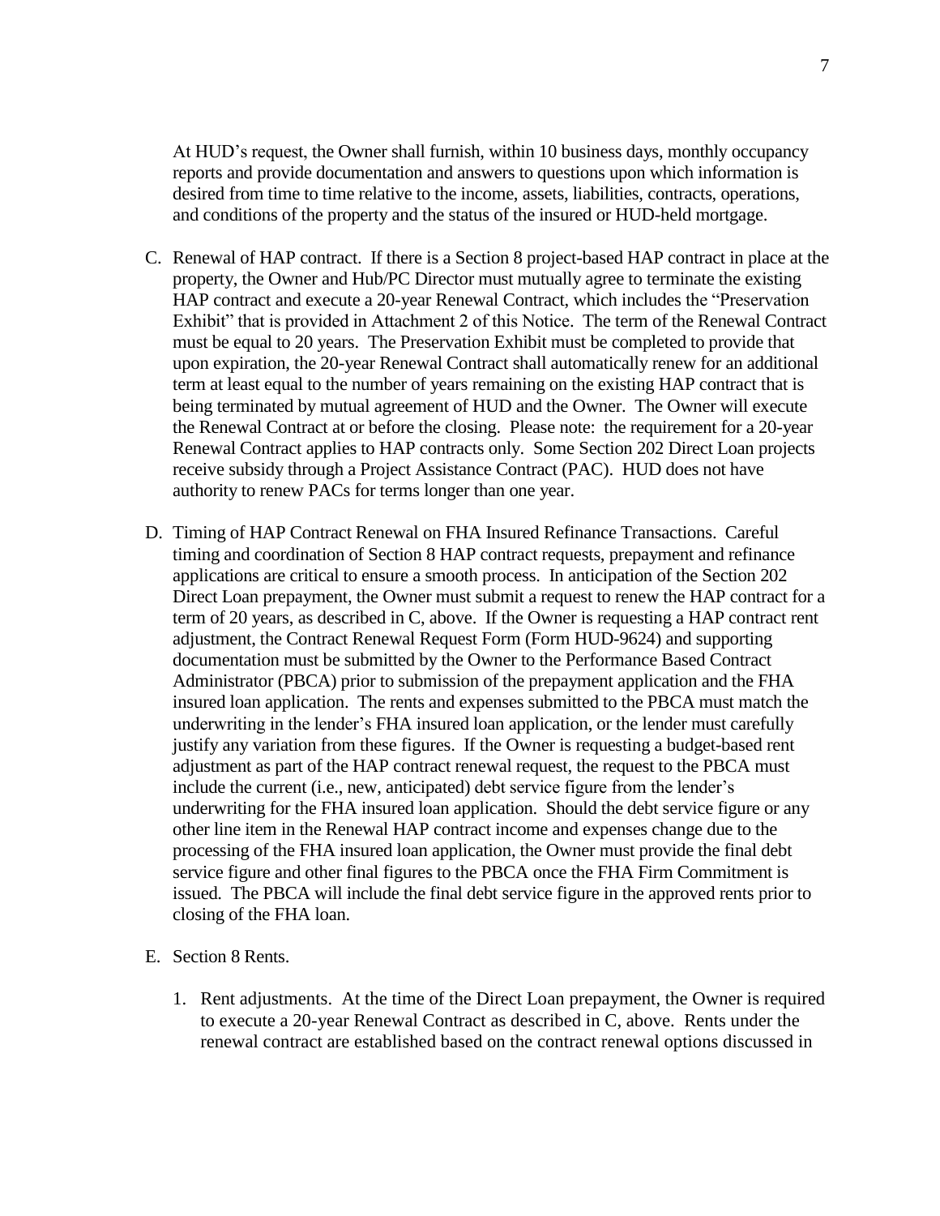At HUD's request, the Owner shall furnish, within 10 business days, monthly occupancy reports and provide documentation and answers to questions upon which information is desired from time to time relative to the income, assets, liabilities, contracts, operations, and conditions of the property and the status of the insured or HUD-held mortgage.

C. Renewal of HAP contract. If there is a Section 8 project-based HAP contract in place at the property, the Owner and Hub/PC Director must mutually agree to terminate the existing HAP contract and execute a 20-year Renewal Contract, which includes the "Preservation Exhibit" that is provided in Attachment 2 of this Notice. The term of the Renewal Contract must be equal to 20 years. The Preservation Exhibit must be completed to provide that upon expiration, the 20-year Renewal Contract shall automatically renew for an additional term at least equal to the number of years remaining on the existing HAP contract that is being terminated by mutual agreement of HUD and the Owner. The Owner will execute the Renewal Contract at or before the closing. Please note: the requirement for a 20-year Renewal Contract applies to HAP contracts only. Some Section 202 Direct Loan projects receive subsidy through a Project Assistance Contract (PAC). HUD does not have authority to renew PACs for terms longer than one year.

D. Timing of HAP Contract Renewal on FHA Insured Refinance Transactions. Careful timing and coordination of Section 8 HAP contract requests, prepayment and refinance applications are critical to ensure a smooth process. In anticipation of the Section 202 Direct Loan prepayment, the Owner must submit a request to renew the HAP contract for a term of 20 years, as described in C, above. If the Owner is requesting a HAP contract rent adjustment, the Contract Renewal Request Form (Form HUD-9624) and supporting documentation must be submitted by the Owner to the Performance Based Contract Administrator (PBCA) prior to submission of the prepayment application and the FHA insured loan application. The rents and expenses submitted to the PBCA must match the underwriting in the lender's FHA insured loan application, or the lender must carefully justify any variation from these figures. If the Owner is requesting a budget-based rent adjustment as part of the HAP contract renewal request, the request to the PBCA must include the current (i.e., new, anticipated) debt service figure from the lender's underwriting for the FHA insured loan application. Should the debt service figure or any other line item in the Renewal HAP contract income and expenses change due to the processing of the FHA insured loan application, the Owner must provide the final debt service figure and other final figures to the PBCA once the FHA Firm Commitment is issued. The PBCA will include the final debt service figure in the approved rents prior to closing of the FHA loan.

E. Section 8 Rents.

   1. Rent adjustments. At the time of the Direct Loan prepayment, the Owner is required to execute a 20-year Renewal Contract as described in C, above. Rents under the renewal contract are established based on the contract renewal options discussed in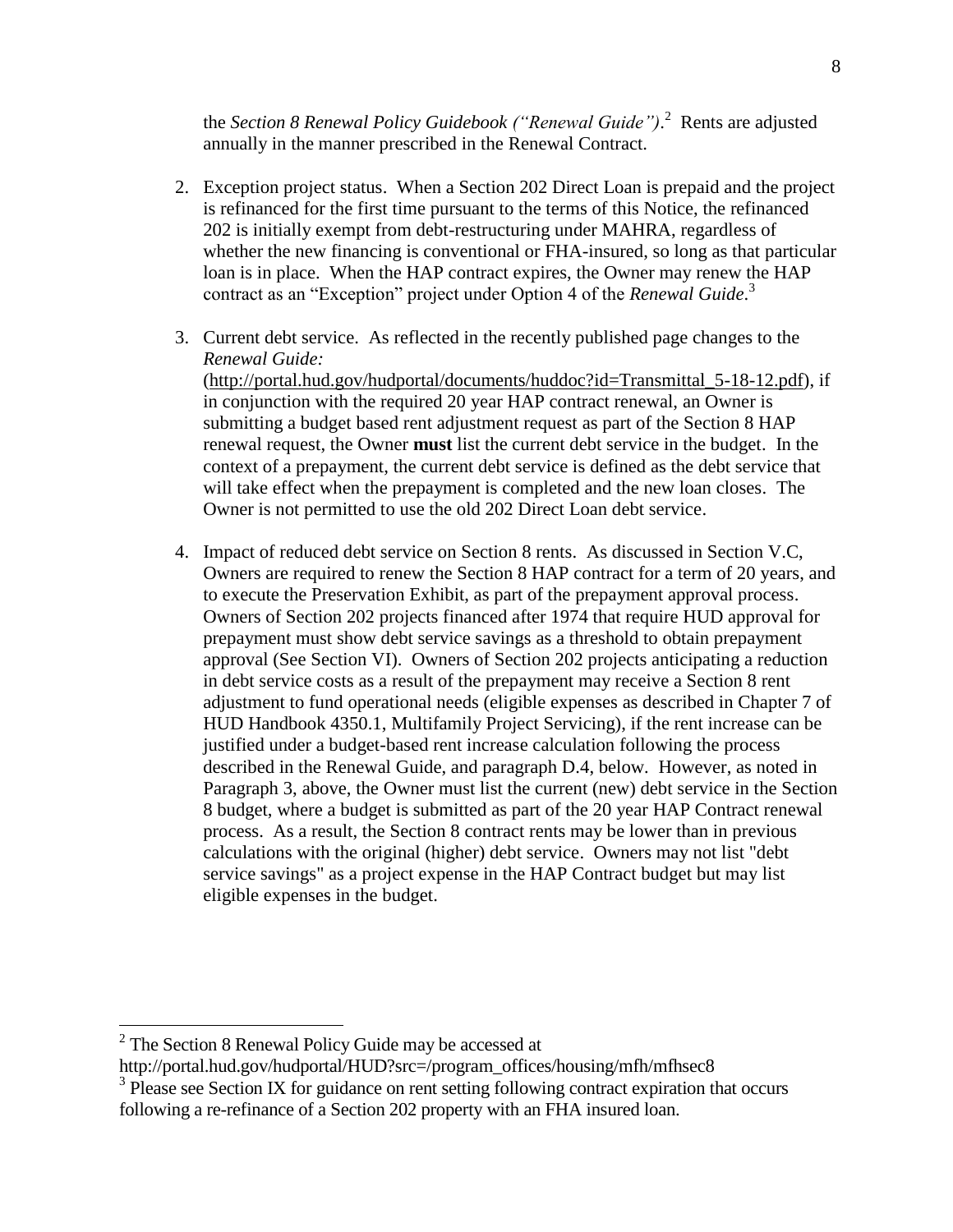the *Section 8 Renewal Policy Guidebook ("Renewal Guide")*.[2] Rents are adjusted annually in the manner prescribed in the Renewal Contract.

2. Exception project status. When a Section 202 Direct Loan is prepaid and the project is refinanced for the first time pursuant to the terms of this Notice, the refinanced 202 is initially exempt from debt-restructuring under MAHRA, regardless of whether the new financing is conventional or FHA-insured, so long as that particular loan is in place. When the HAP contract expires, the Owner may renew the HAP contract as an "Exception" project under Option 4 of the *Renewal Guide*.[3]

3. Current debt service. As reflected in the recently published page changes to the *Renewal Guide:* (http://portal.hud.gov/hudportal/documents/huddoc?id=Transmittal_5-18-12.pdf), if in conjunction with the required 20 year HAP contract renewal, an Owner is submitting a budget based rent adjustment request as part of the Section 8 HAP renewal request, the Owner **must** list the current debt service in the budget. In the context of a prepayment, the current debt service is defined as the debt service that will take effect when the prepayment is completed and the new loan closes. The Owner is not permitted to use the old 202 Direct Loan debt service.

4. Impact of reduced debt service on Section 8 rents. As discussed in Section V.C, Owners are required to renew the Section 8 HAP contract for a term of 20 years, and to execute the Preservation Exhibit, as part of the prepayment approval process. Owners of Section 202 projects financed after 1974 that require HUD approval for prepayment must show debt service savings as a threshold to obtain prepayment approval (See Section VI). Owners of Section 202 projects anticipating a reduction in debt service costs as a result of the prepayment may receive a Section 8 rent adjustment to fund operational needs (eligible expenses as described in Chapter 7 of HUD Handbook 4350.1, Multifamily Project Servicing), if the rent increase can be justified under a budget-based rent increase calculation following the process described in the Renewal Guide, and paragraph D.4, below. However, as noted in Paragraph 3, above, the Owner must list the current (new) debt service in the Section 8 budget, where a budget is submitted as part of the 20 year HAP Contract renewal process. As a result, the Section 8 contract rents may be lower than in previous calculations with the original (higher) debt service. Owners may not list "debt service savings" as a project expense in the HAP Contract budget but may list eligible expenses in the budget.

---

[2] The Section 8 Renewal Policy Guide may be accessed at http://portal.hud.gov/hudportal/HUD?src=/program_offices/housing/mfh/mfhsec8

[3] Please see Section IX for guidance on rent setting following contract expiration that occurs following a re-refinance of a Section 202 property with an FHA insured loan.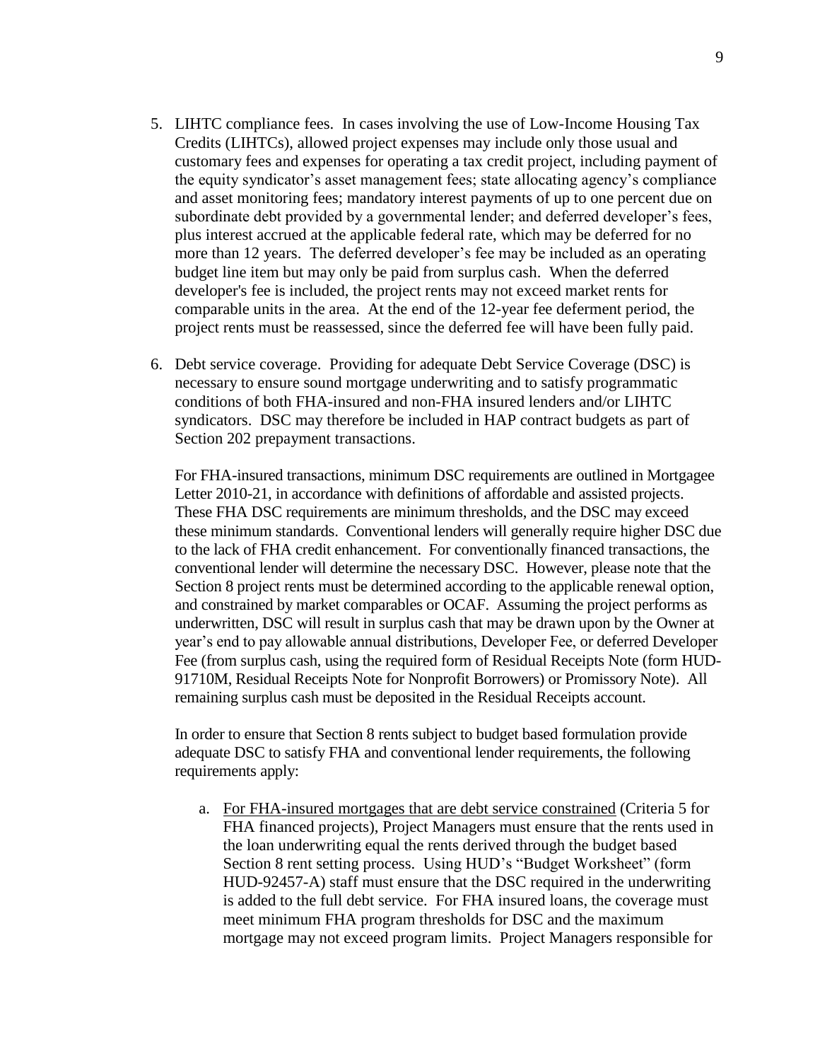5. LIHTC compliance fees. In cases involving the use of Low-Income Housing Tax Credits (LIHTCs), allowed project expenses may include only those usual and customary fees and expenses for operating a tax credit project, including payment of the equity syndicator's asset management fees; state allocating agency's compliance and asset monitoring fees; mandatory interest payments of up to one percent due on subordinate debt provided by a governmental lender; and deferred developer's fees, plus interest accrued at the applicable federal rate, which may be deferred for no more than 12 years. The deferred developer's fee may be included as an operating budget line item but may only be paid from surplus cash. When the deferred developer's fee is included, the project rents may not exceed market rents for comparable units in the area. At the end of the 12-year fee deferment period, the project rents must be reassessed, since the deferred fee will have been fully paid.

6. Debt service coverage. Providing for adequate Debt Service Coverage (DSC) is necessary to ensure sound mortgage underwriting and to satisfy programmatic conditions of both FHA-insured and non-FHA insured lenders and/or LIHTC syndicators. DSC may therefore be included in HAP contract budgets as part of Section 202 prepayment transactions.

   For FHA-insured transactions, minimum DSC requirements are outlined in Mortgagee Letter 2010-21, in accordance with definitions of affordable and assisted projects. These FHA DSC requirements are minimum thresholds, and the DSC may exceed these minimum standards. Conventional lenders will generally require higher DSC due to the lack of FHA credit enhancement. For conventionally financed transactions, the conventional lender will determine the necessary DSC. However, please note that the Section 8 project rents must be determined according to the applicable renewal option, and constrained by market comparables or OCAF. Assuming the project performs as underwritten, DSC will result in surplus cash that may be drawn upon by the Owner at year's end to pay allowable annual distributions, Developer Fee, or deferred Developer Fee (from surplus cash, using the required form of Residual Receipts Note (form HUD-91710M, Residual Receipts Note for Nonprofit Borrowers) or Promissory Note). All remaining surplus cash must be deposited in the Residual Receipts account.

   In order to ensure that Section 8 rents subject to budget based formulation provide adequate DSC to satisfy FHA and conventional lender requirements, the following requirements apply:

   a. <u>For FHA-insured mortgages that are debt service constrained</u> (Criteria 5 for FHA financed projects), Project Managers must ensure that the rents used in the loan underwriting equal the rents derived through the budget based Section 8 rent setting process. Using HUD's "Budget Worksheet" (form HUD-92457-A) staff must ensure that the DSC required in the underwriting is added to the full debt service. For FHA insured loans, the coverage must meet minimum FHA program thresholds for DSC and the maximum mortgage may not exceed program limits. Project Managers responsible for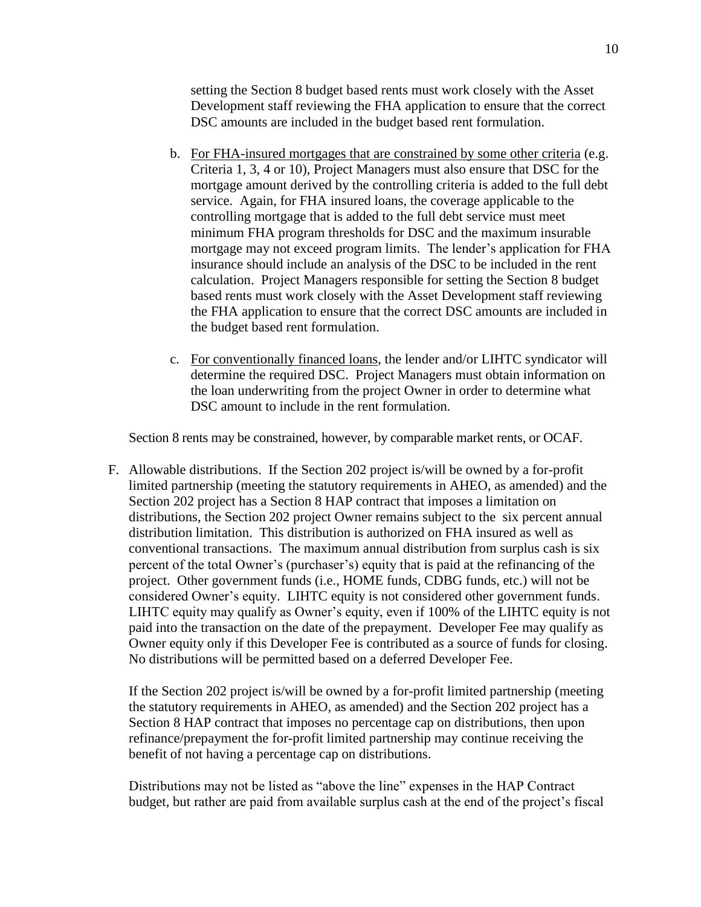setting the Section 8 budget based rents must work closely with the Asset Development staff reviewing the FHA application to ensure that the correct DSC amounts are included in the budget based rent formulation.

b. For FHA-insured mortgages that are constrained by some other criteria (e.g. Criteria 1, 3, 4 or 10), Project Managers must also ensure that DSC for the mortgage amount derived by the controlling criteria is added to the full debt service. Again, for FHA insured loans, the coverage applicable to the controlling mortgage that is added to the full debt service must meet minimum FHA program thresholds for DSC and the maximum insurable mortgage may not exceed program limits. The lender's application for FHA insurance should include an analysis of the DSC to be included in the rent calculation. Project Managers responsible for setting the Section 8 budget based rents must work closely with the Asset Development staff reviewing the FHA application to ensure that the correct DSC amounts are included in the budget based rent formulation.

c. For conventionally financed loans, the lender and/or LIHTC syndicator will determine the required DSC. Project Managers must obtain information on the loan underwriting from the project Owner in order to determine what DSC amount to include in the rent formulation.

Section 8 rents may be constrained, however, by comparable market rents, or OCAF.

F. Allowable distributions. If the Section 202 project is/will be owned by a for-profit limited partnership (meeting the statutory requirements in AHEO, as amended) and the Section 202 project has a Section 8 HAP contract that imposes a limitation on distributions, the Section 202 project Owner remains subject to the six percent annual distribution limitation. This distribution is authorized on FHA insured as well as conventional transactions. The maximum annual distribution from surplus cash is six percent of the total Owner's (purchaser's) equity that is paid at the refinancing of the project. Other government funds (i.e., HOME funds, CDBG funds, etc.) will not be considered Owner's equity. LIHTC equity is not considered other government funds. LIHTC equity may qualify as Owner's equity, even if 100% of the LIHTC equity is not paid into the transaction on the date of the prepayment. Developer Fee may qualify as Owner equity only if this Developer Fee is contributed as a source of funds for closing. No distributions will be permitted based on a deferred Developer Fee.

If the Section 202 project is/will be owned by a for-profit limited partnership (meeting the statutory requirements in AHEO, as amended) and the Section 202 project has a Section 8 HAP contract that imposes no percentage cap on distributions, then upon refinance/prepayment the for-profit limited partnership may continue receiving the benefit of not having a percentage cap on distributions.

Distributions may not be listed as "above the line" expenses in the HAP Contract budget, but rather are paid from available surplus cash at the end of the project's fiscal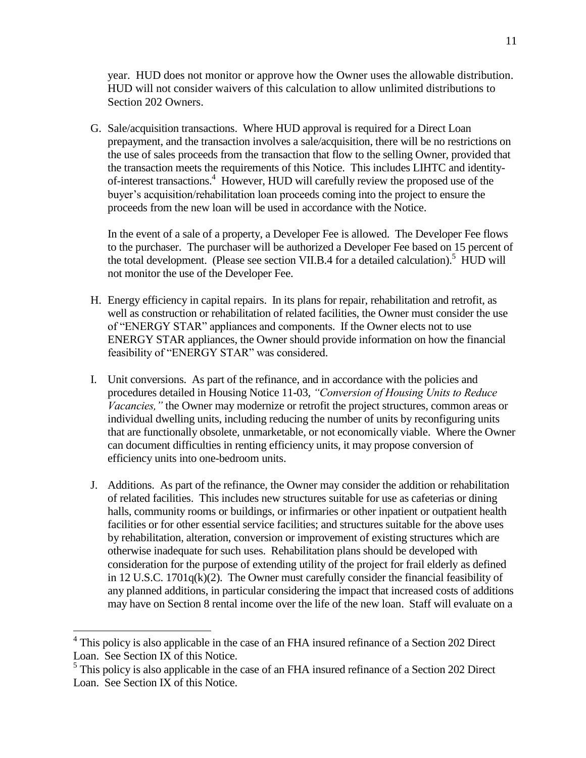year. HUD does not monitor or approve how the Owner uses the allowable distribution. HUD will not consider waivers of this calculation to allow unlimited distributions to Section 202 Owners.

G. Sale/acquisition transactions. Where HUD approval is required for a Direct Loan prepayment, and the transaction involves a sale/acquisition, there will be no restrictions on the use of sales proceeds from the transaction that flow to the selling Owner, provided that the transaction meets the requirements of this Notice. This includes LIHTC and identity-of-interest transactions.[4] However, HUD will carefully review the proposed use of the buyer's acquisition/rehabilitation loan proceeds coming into the project to ensure the proceeds from the new loan will be used in accordance with the Notice.

   In the event of a sale of a property, a Developer Fee is allowed. The Developer Fee flows to the purchaser. The purchaser will be authorized a Developer Fee based on 15 percent of the total development. (Please see section VII.B.4 for a detailed calculation).[5] HUD will not monitor the use of the Developer Fee.

H. Energy efficiency in capital repairs. In its plans for repair, rehabilitation and retrofit, as well as construction or rehabilitation of related facilities, the Owner must consider the use of "ENERGY STAR" appliances and components. If the Owner elects not to use ENERGY STAR appliances, the Owner should provide information on how the financial feasibility of "ENERGY STAR" was considered.

I. Unit conversions. As part of the refinance, and in accordance with the policies and procedures detailed in Housing Notice 11-03, *"Conversion of Housing Units to Reduce Vacancies,"* the Owner may modernize or retrofit the project structures, common areas or individual dwelling units, including reducing the number of units by reconfiguring units that are functionally obsolete, unmarketable, or not economically viable. Where the Owner can document difficulties in renting efficiency units, it may propose conversion of efficiency units into one-bedroom units.

J. Additions. As part of the refinance, the Owner may consider the addition or rehabilitation of related facilities. This includes new structures suitable for use as cafeterias or dining halls, community rooms or buildings, or infirmaries or other inpatient or outpatient health facilities or for other essential service facilities; and structures suitable for the above uses by rehabilitation, alteration, conversion or improvement of existing structures which are otherwise inadequate for such uses. Rehabilitation plans should be developed with consideration for the purpose of extending utility of the project for frail elderly as defined in 12 U.S.C. 1701q(k)(2). The Owner must carefully consider the financial feasibility of any planned additions, in particular considering the impact that increased costs of additions may have on Section 8 rental income over the life of the new loan. Staff will evaluate on a

[4] This policy is also applicable in the case of an FHA insured refinance of a Section 202 Direct Loan. See Section IX of this Notice.

[5] This policy is also applicable in the case of an FHA insured refinance of a Section 202 Direct Loan. See Section IX of this Notice.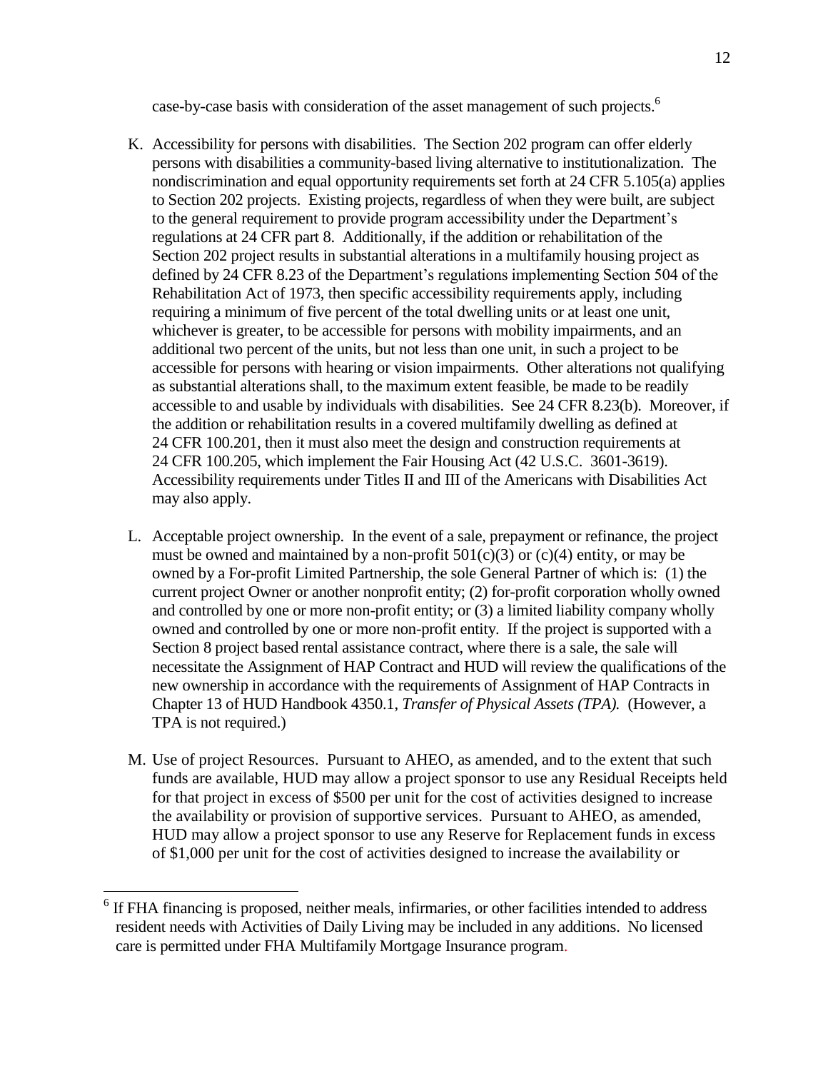case-by-case basis with consideration of the asset management of such projects.[6]

K. Accessibility for persons with disabilities. The Section 202 program can offer elderly persons with disabilities a community-based living alternative to institutionalization. The nondiscrimination and equal opportunity requirements set forth at 24 CFR 5.105(a) applies to Section 202 projects. Existing projects, regardless of when they were built, are subject to the general requirement to provide program accessibility under the Department's regulations at 24 CFR part 8. Additionally, if the addition or rehabilitation of the Section 202 project results in substantial alterations in a multifamily housing project as defined by 24 CFR 8.23 of the Department's regulations implementing Section 504 of the Rehabilitation Act of 1973, then specific accessibility requirements apply, including requiring a minimum of five percent of the total dwelling units or at least one unit, whichever is greater, to be accessible for persons with mobility impairments, and an additional two percent of the units, but not less than one unit, in such a project to be accessible for persons with hearing or vision impairments. Other alterations not qualifying as substantial alterations shall, to the maximum extent feasible, be made to be readily accessible to and usable by individuals with disabilities. See 24 CFR 8.23(b). Moreover, if the addition or rehabilitation results in a covered multifamily dwelling as defined at 24 CFR 100.201, then it must also meet the design and construction requirements at 24 CFR 100.205, which implement the Fair Housing Act (42 U.S.C. 3601-3619). Accessibility requirements under Titles II and III of the Americans with Disabilities Act may also apply.

L. Acceptable project ownership. In the event of a sale, prepayment or refinance, the project must be owned and maintained by a non-profit 501(c)(3) or (c)(4) entity, or may be owned by a For-profit Limited Partnership, the sole General Partner of which is: (1) the current project Owner or another nonprofit entity; (2) for-profit corporation wholly owned and controlled by one or more non-profit entity; or (3) a limited liability company wholly owned and controlled by one or more non-profit entity. If the project is supported with a Section 8 project based rental assistance contract, where there is a sale, the sale will necessitate the Assignment of HAP Contract and HUD will review the qualifications of the new ownership in accordance with the requirements of Assignment of HAP Contracts in Chapter 13 of HUD Handbook 4350.1, *Transfer of Physical Assets (TPA).* (However, a TPA is not required.)

M. Use of project Resources. Pursuant to AHEO, as amended, and to the extent that such funds are available, HUD may allow a project sponsor to use any Residual Receipts held for that project in excess of $500 per unit for the cost of activities designed to increase the availability or provision of supportive services. Pursuant to AHEO, as amended, HUD may allow a project sponsor to use any Reserve for Replacement funds in excess of $1,000 per unit for the cost of activities designed to increase the availability or

---

[6] If FHA financing is proposed, neither meals, infirmaries, or other facilities intended to address resident needs with Activities of Daily Living may be included in any additions. No licensed care is permitted under FHA Multifamily Mortgage Insurance program.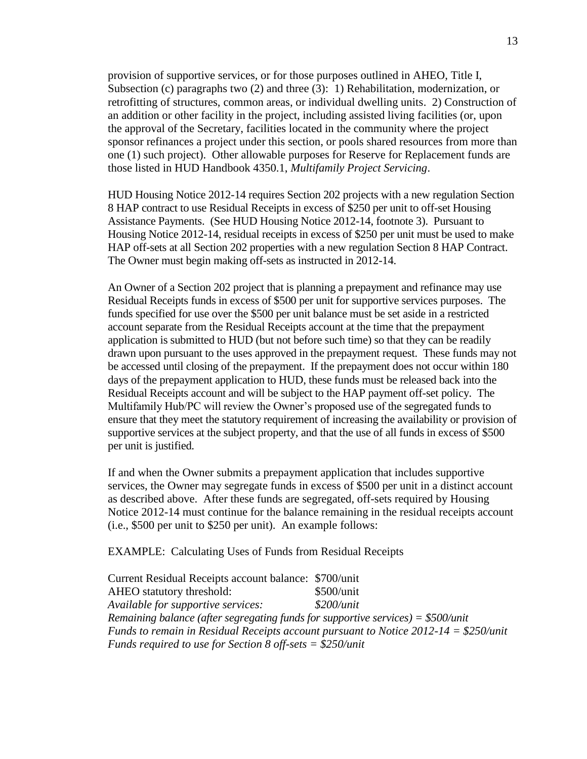provision of supportive services, or for those purposes outlined in AHEO, Title I, Subsection (c) paragraphs two (2) and three (3): 1) Rehabilitation, modernization, or retrofitting of structures, common areas, or individual dwelling units. 2) Construction of an addition or other facility in the project, including assisted living facilities (or, upon the approval of the Secretary, facilities located in the community where the project sponsor refinances a project under this section, or pools shared resources from more than one (1) such project). Other allowable purposes for Reserve for Replacement funds are those listed in HUD Handbook 4350.1, *Multifamily Project Servicing*.

HUD Housing Notice 2012-14 requires Section 202 projects with a new regulation Section 8 HAP contract to use Residual Receipts in excess of $250 per unit to off-set Housing Assistance Payments. (See HUD Housing Notice 2012-14, footnote 3). Pursuant to Housing Notice 2012-14, residual receipts in excess of $250 per unit must be used to make HAP off-sets at all Section 202 properties with a new regulation Section 8 HAP Contract. The Owner must begin making off-sets as instructed in 2012-14.

An Owner of a Section 202 project that is planning a prepayment and refinance may use Residual Receipts funds in excess of $500 per unit for supportive services purposes. The funds specified for use over the $500 per unit balance must be set aside in a restricted account separate from the Residual Receipts account at the time that the prepayment application is submitted to HUD (but not before such time) so that they can be readily drawn upon pursuant to the uses approved in the prepayment request. These funds may not be accessed until closing of the prepayment. If the prepayment does not occur within 180 days of the prepayment application to HUD, these funds must be released back into the Residual Receipts account and will be subject to the HAP payment off-set policy. The Multifamily Hub/PC will review the Owner's proposed use of the segregated funds to ensure that they meet the statutory requirement of increasing the availability or provision of supportive services at the subject property, and that the use of all funds in excess of $500 per unit is justified.

If and when the Owner submits a prepayment application that includes supportive services, the Owner may segregate funds in excess of $500 per unit in a distinct account as described above. After these funds are segregated, off-sets required by Housing Notice 2012-14 must continue for the balance remaining in the residual receipts account (i.e., $500 per unit to $250 per unit). An example follows:

EXAMPLE: Calculating Uses of Funds from Residual Receipts

Current Residual Receipts account balance: $700/unit
AHEO statutory threshold: $500/unit
*Available for supportive services: $200/unit*
*Remaining balance (after segregating funds for supportive services) = $500/unit*
*Funds to remain in Residual Receipts account pursuant to Notice 2012-14 = $250/unit*
*Funds required to use for Section 8 off-sets = $250/unit*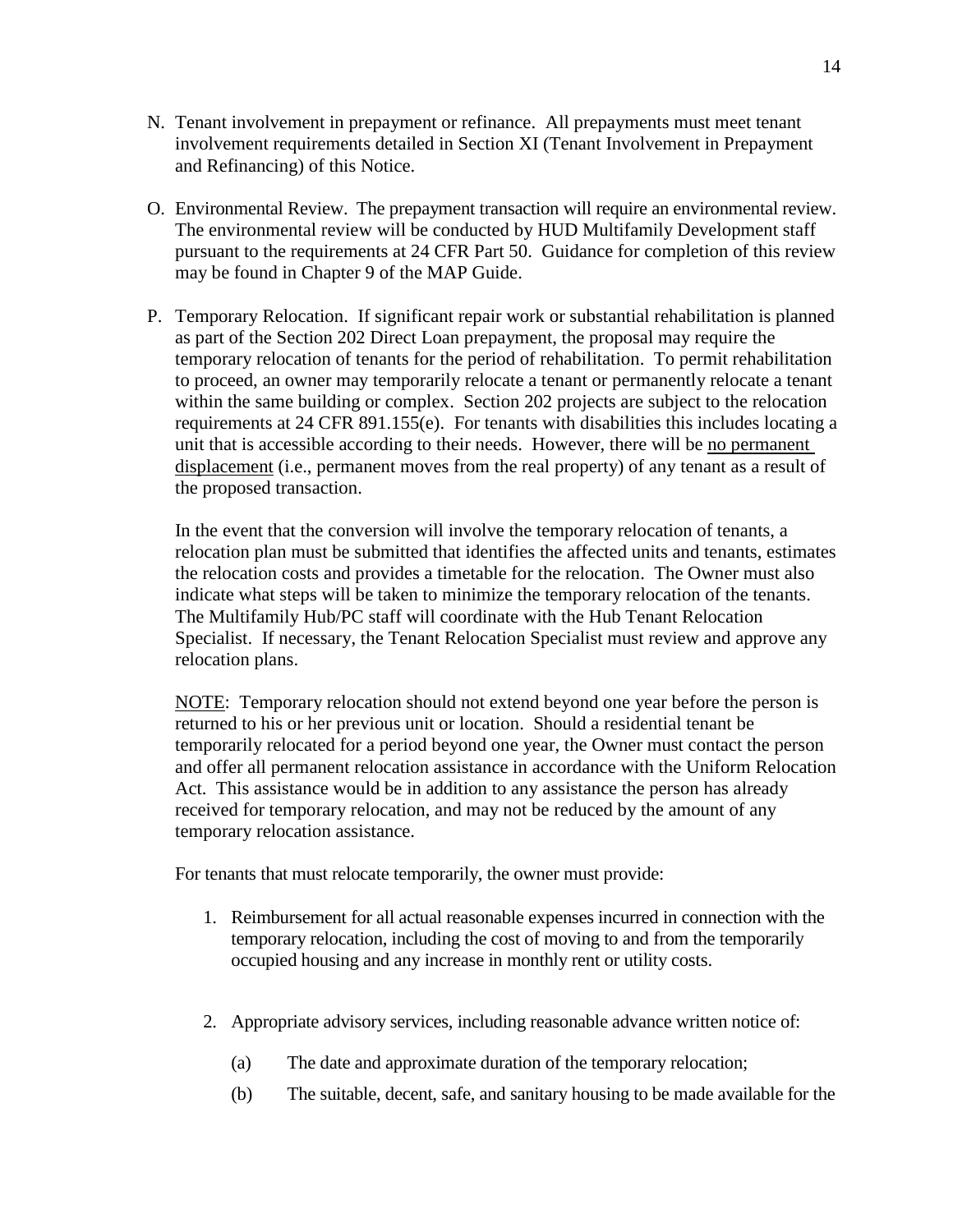N. Tenant involvement in prepayment or refinance. All prepayments must meet tenant involvement requirements detailed in Section XI (Tenant Involvement in Prepayment and Refinancing) of this Notice.

O. Environmental Review. The prepayment transaction will require an environmental review. The environmental review will be conducted by HUD Multifamily Development staff pursuant to the requirements at 24 CFR Part 50. Guidance for completion of this review may be found in Chapter 9 of the MAP Guide.

P. Temporary Relocation. If significant repair work or substantial rehabilitation is planned as part of the Section 202 Direct Loan prepayment, the proposal may require the temporary relocation of tenants for the period of rehabilitation. To permit rehabilitation to proceed, an owner may temporarily relocate a tenant or permanently relocate a tenant within the same building or complex. Section 202 projects are subject to the relocation requirements at 24 CFR 891.155(e). For tenants with disabilities this includes locating a unit that is accessible according to their needs. However, there will be <u>no permanent displacement</u> (i.e., permanent moves from the real property) of any tenant as a result of the proposed transaction.

   In the event that the conversion will involve the temporary relocation of tenants, a relocation plan must be submitted that identifies the affected units and tenants, estimates the relocation costs and provides a timetable for the relocation. The Owner must also indicate what steps will be taken to minimize the temporary relocation of the tenants. The Multifamily Hub/PC staff will coordinate with the Hub Tenant Relocation Specialist. If necessary, the Tenant Relocation Specialist must review and approve any relocation plans.

   <u>NOTE</u>: Temporary relocation should not extend beyond one year before the person is returned to his or her previous unit or location. Should a residential tenant be temporarily relocated for a period beyond one year, the Owner must contact the person and offer all permanent relocation assistance in accordance with the Uniform Relocation Act. This assistance would be in addition to any assistance the person has already received for temporary relocation, and may not be reduced by the amount of any temporary relocation assistance.

   For tenants that must relocate temporarily, the owner must provide:

   1. Reimbursement for all actual reasonable expenses incurred in connection with the temporary relocation, including the cost of moving to and from the temporarily occupied housing and any increase in monthly rent or utility costs.

   2. Appropriate advisory services, including reasonable advance written notice of:

      (a) The date and approximate duration of the temporary relocation;

      (b) The suitable, decent, safe, and sanitary housing to be made available for the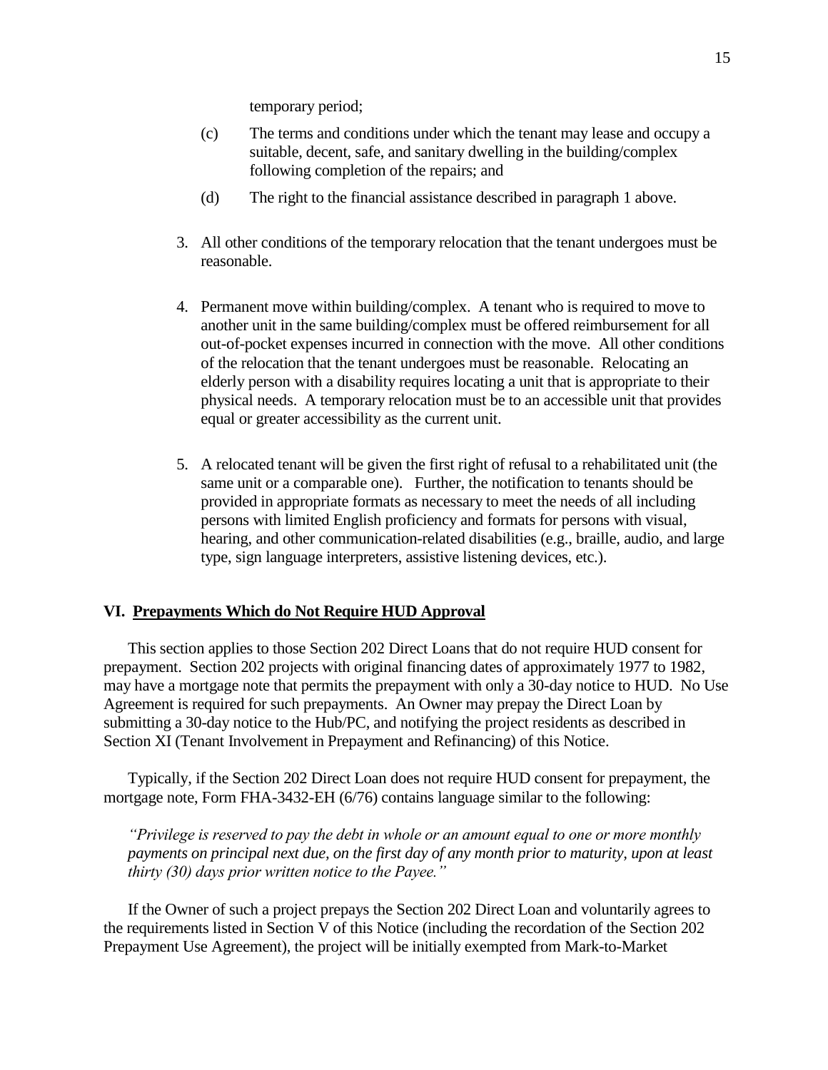temporary period;

(c) The terms and conditions under which the tenant may lease and occupy a suitable, decent, safe, and sanitary dwelling in the building/complex following completion of the repairs; and

(d) The right to the financial assistance described in paragraph 1 above.

3. All other conditions of the temporary relocation that the tenant undergoes must be reasonable.

4. Permanent move within building/complex. A tenant who is required to move to another unit in the same building/complex must be offered reimbursement for all out-of-pocket expenses incurred in connection with the move. All other conditions of the relocation that the tenant undergoes must be reasonable. Relocating an elderly person with a disability requires locating a unit that is appropriate to their physical needs. A temporary relocation must be to an accessible unit that provides equal or greater accessibility as the current unit.

5. A relocated tenant will be given the first right of refusal to a rehabilitated unit (the same unit or a comparable one). Further, the notification to tenants should be provided in appropriate formats as necessary to meet the needs of all including persons with limited English proficiency and formats for persons with visual, hearing, and other communication-related disabilities (e.g., braille, audio, and large type, sign language interpreters, assistive listening devices, etc.).

## VI. Prepayments Which do Not Require HUD Approval

This section applies to those Section 202 Direct Loans that do not require HUD consent for prepayment. Section 202 projects with original financing dates of approximately 1977 to 1982, may have a mortgage note that permits the prepayment with only a 30-day notice to HUD. No Use Agreement is required for such prepayments. An Owner may prepay the Direct Loan by submitting a 30-day notice to the Hub/PC, and notifying the project residents as described in Section XI (Tenant Involvement in Prepayment and Refinancing) of this Notice.

Typically, if the Section 202 Direct Loan does not require HUD consent for prepayment, the mortgage note, Form FHA-3432-EH (6/76) contains language similar to the following:

*"Privilege is reserved to pay the debt in whole or an amount equal to one or more monthly payments on principal next due, on the first day of any month prior to maturity, upon at least thirty (30) days prior written notice to the Payee."*

If the Owner of such a project prepays the Section 202 Direct Loan and voluntarily agrees to the requirements listed in Section V of this Notice (including the recordation of the Section 202 Prepayment Use Agreement), the project will be initially exempted from Mark-to-Market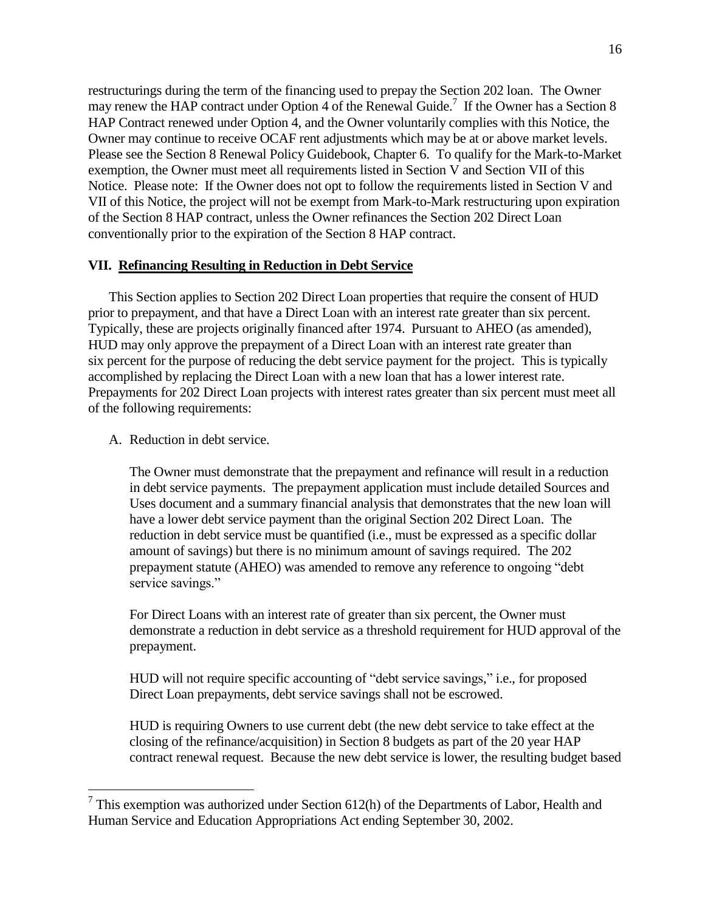restructurings during the term of the financing used to prepay the Section 202 loan. The Owner may renew the HAP contract under Option 4 of the Renewal Guide.[7] If the Owner has a Section 8 HAP Contract renewed under Option 4, and the Owner voluntarily complies with this Notice, the Owner may continue to receive OCAF rent adjustments which may be at or above market levels. Please see the Section 8 Renewal Policy Guidebook, Chapter 6. To qualify for the Mark-to-Market exemption, the Owner must meet all requirements listed in Section V and Section VII of this Notice. Please note: If the Owner does not opt to follow the requirements listed in Section V and VII of this Notice, the project will not be exempt from Mark-to-Mark restructuring upon expiration of the Section 8 HAP contract, unless the Owner refinances the Section 202 Direct Loan conventionally prior to the expiration of the Section 8 HAP contract.

## VII. Refinancing Resulting in Reduction in Debt Service

This Section applies to Section 202 Direct Loan properties that require the consent of HUD prior to prepayment, and that have a Direct Loan with an interest rate greater than six percent. Typically, these are projects originally financed after 1974. Pursuant to AHEO (as amended), HUD may only approve the prepayment of a Direct Loan with an interest rate greater than six percent for the purpose of reducing the debt service payment for the project. This is typically accomplished by replacing the Direct Loan with a new loan that has a lower interest rate. Prepayments for 202 Direct Loan projects with interest rates greater than six percent must meet all of the following requirements:

A. Reduction in debt service.

The Owner must demonstrate that the prepayment and refinance will result in a reduction in debt service payments. The prepayment application must include detailed Sources and Uses document and a summary financial analysis that demonstrates that the new loan will have a lower debt service payment than the original Section 202 Direct Loan. The reduction in debt service must be quantified (i.e., must be expressed as a specific dollar amount of savings) but there is no minimum amount of savings required. The 202 prepayment statute (AHEO) was amended to remove any reference to ongoing "debt service savings."

For Direct Loans with an interest rate of greater than six percent, the Owner must demonstrate a reduction in debt service as a threshold requirement for HUD approval of the prepayment.

HUD will not require specific accounting of "debt service savings," i.e., for proposed Direct Loan prepayments, debt service savings shall not be escrowed.

HUD is requiring Owners to use current debt (the new debt service to take effect at the closing of the refinance/acquisition) in Section 8 budgets as part of the 20 year HAP contract renewal request. Because the new debt service is lower, the resulting budget based

[7] This exemption was authorized under Section 612(h) of the Departments of Labor, Health and Human Service and Education Appropriations Act ending September 30, 2002.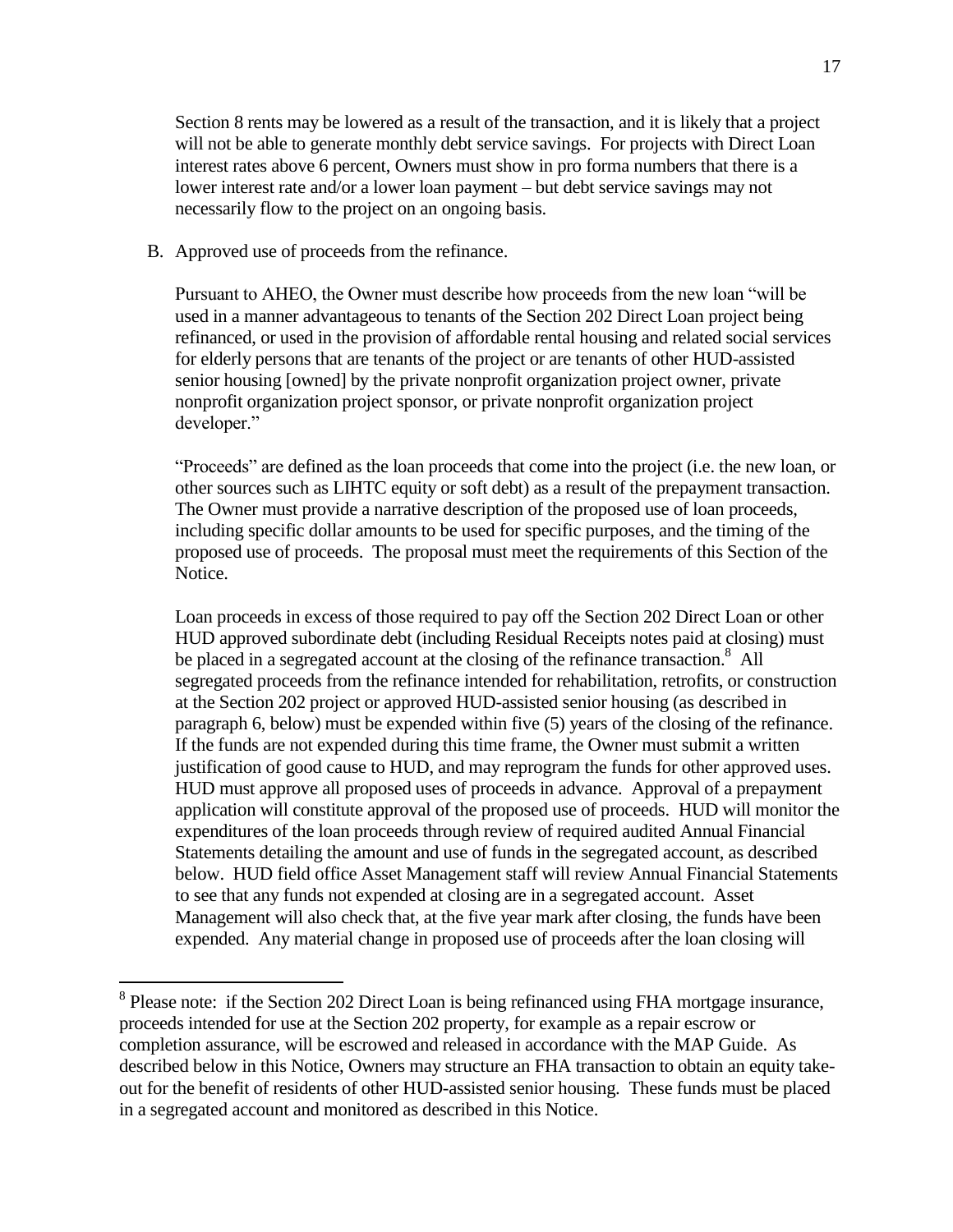Section 8 rents may be lowered as a result of the transaction, and it is likely that a project will not be able to generate monthly debt service savings. For projects with Direct Loan interest rates above 6 percent, Owners must show in pro forma numbers that there is a lower interest rate and/or a lower loan payment – but debt service savings may not necessarily flow to the project on an ongoing basis.

B. Approved use of proceeds from the refinance.

Pursuant to AHEO, the Owner must describe how proceeds from the new loan "will be used in a manner advantageous to tenants of the Section 202 Direct Loan project being refinanced, or used in the provision of affordable rental housing and related social services for elderly persons that are tenants of the project or are tenants of other HUD-assisted senior housing [owned] by the private nonprofit organization project owner, private nonprofit organization project sponsor, or private nonprofit organization project developer."

"Proceeds" are defined as the loan proceeds that come into the project (i.e. the new loan, or other sources such as LIHTC equity or soft debt) as a result of the prepayment transaction. The Owner must provide a narrative description of the proposed use of loan proceeds, including specific dollar amounts to be used for specific purposes, and the timing of the proposed use of proceeds. The proposal must meet the requirements of this Section of the Notice.

Loan proceeds in excess of those required to pay off the Section 202 Direct Loan or other HUD approved subordinate debt (including Residual Receipts notes paid at closing) must be placed in a segregated account at the closing of the refinance transaction.[8] All segregated proceeds from the refinance intended for rehabilitation, retrofits, or construction at the Section 202 project or approved HUD-assisted senior housing (as described in paragraph 6, below) must be expended within five (5) years of the closing of the refinance. If the funds are not expended during this time frame, the Owner must submit a written justification of good cause to HUD, and may reprogram the funds for other approved uses. HUD must approve all proposed uses of proceeds in advance. Approval of a prepayment application will constitute approval of the proposed use of proceeds. HUD will monitor the expenditures of the loan proceeds through review of required audited Annual Financial Statements detailing the amount and use of funds in the segregated account, as described below. HUD field office Asset Management staff will review Annual Financial Statements to see that any funds not expended at closing are in a segregated account. Asset Management will also check that, at the five year mark after closing, the funds have been expended. Any material change in proposed use of proceeds after the loan closing will

[8] Please note: if the Section 202 Direct Loan is being refinanced using FHA mortgage insurance, proceeds intended for use at the Section 202 property, for example as a repair escrow or completion assurance, will be escrowed and released in accordance with the MAP Guide. As described below in this Notice, Owners may structure an FHA transaction to obtain an equity take-out for the benefit of residents of other HUD-assisted senior housing. These funds must be placed in a segregated account and monitored as described in this Notice.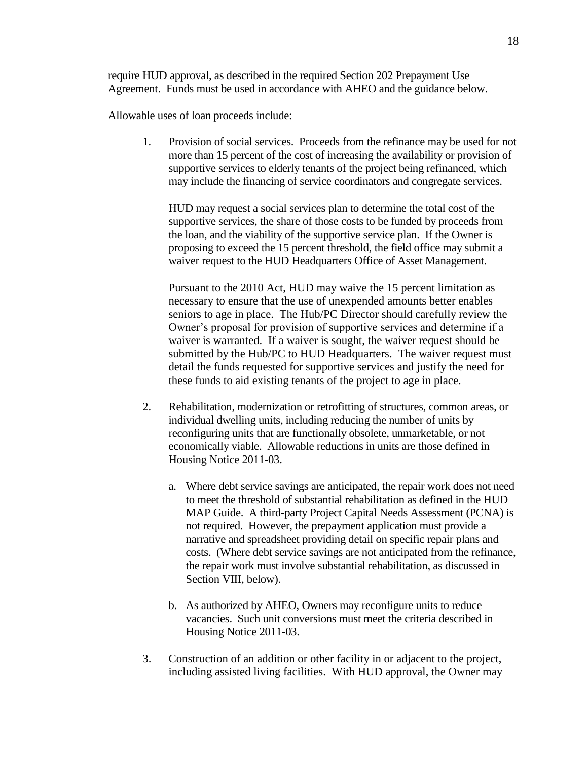require HUD approval, as described in the required Section 202 Prepayment Use Agreement. Funds must be used in accordance with AHEO and the guidance below.

Allowable uses of loan proceeds include:

1. Provision of social services. Proceeds from the refinance may be used for not more than 15 percent of the cost of increasing the availability or provision of supportive services to elderly tenants of the project being refinanced, which may include the financing of service coordinators and congregate services.

   HUD may request a social services plan to determine the total cost of the supportive services, the share of those costs to be funded by proceeds from the loan, and the viability of the supportive service plan. If the Owner is proposing to exceed the 15 percent threshold, the field office may submit a waiver request to the HUD Headquarters Office of Asset Management.

   Pursuant to the 2010 Act, HUD may waive the 15 percent limitation as necessary to ensure that the use of unexpended amounts better enables seniors to age in place. The Hub/PC Director should carefully review the Owner's proposal for provision of supportive services and determine if a waiver is warranted. If a waiver is sought, the waiver request should be submitted by the Hub/PC to HUD Headquarters. The waiver request must detail the funds requested for supportive services and justify the need for these funds to aid existing tenants of the project to age in place.

2. Rehabilitation, modernization or retrofitting of structures, common areas, or individual dwelling units, including reducing the number of units by reconfiguring units that are functionally obsolete, unmarketable, or not economically viable. Allowable reductions in units are those defined in Housing Notice 2011-03.

   a. Where debt service savings are anticipated, the repair work does not need to meet the threshold of substantial rehabilitation as defined in the HUD MAP Guide. A third-party Project Capital Needs Assessment (PCNA) is not required. However, the prepayment application must provide a narrative and spreadsheet providing detail on specific repair plans and costs. (Where debt service savings are not anticipated from the refinance, the repair work must involve substantial rehabilitation, as discussed in Section VIII, below).

   b. As authorized by AHEO, Owners may reconfigure units to reduce vacancies. Such unit conversions must meet the criteria described in Housing Notice 2011-03.

3. Construction of an addition or other facility in or adjacent to the project, including assisted living facilities. With HUD approval, the Owner may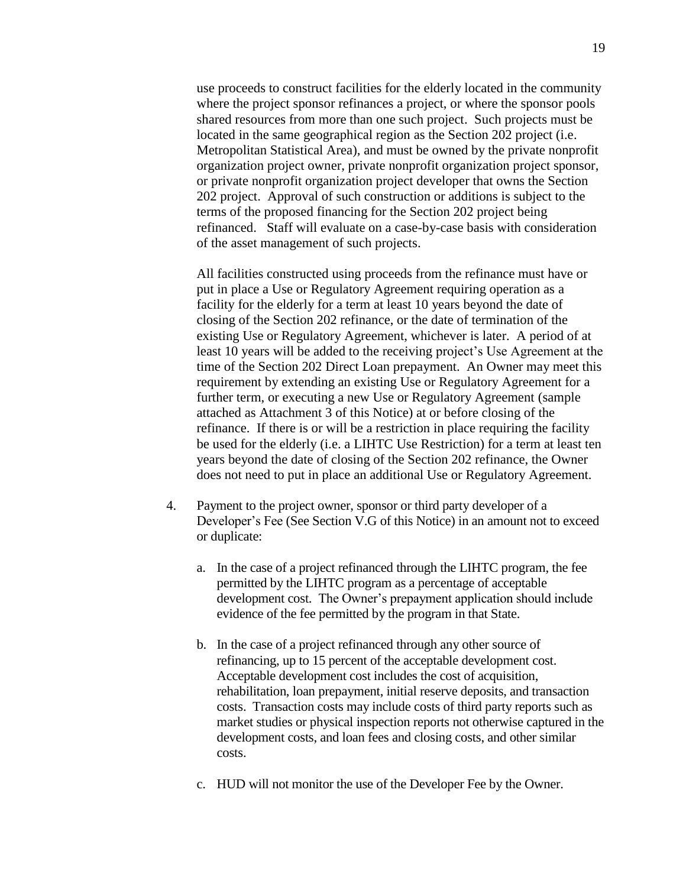use proceeds to construct facilities for the elderly located in the community where the project sponsor refinances a project, or where the sponsor pools shared resources from more than one such project. Such projects must be located in the same geographical region as the Section 202 project (i.e. Metropolitan Statistical Area), and must be owned by the private nonprofit organization project owner, private nonprofit organization project sponsor, or private nonprofit organization project developer that owns the Section 202 project. Approval of such construction or additions is subject to the terms of the proposed financing for the Section 202 project being refinanced. Staff will evaluate on a case-by-case basis with consideration of the asset management of such projects.

All facilities constructed using proceeds from the refinance must have or put in place a Use or Regulatory Agreement requiring operation as a facility for the elderly for a term at least 10 years beyond the date of closing of the Section 202 refinance, or the date of termination of the existing Use or Regulatory Agreement, whichever is later. A period of at least 10 years will be added to the receiving project's Use Agreement at the time of the Section 202 Direct Loan prepayment. An Owner may meet this requirement by extending an existing Use or Regulatory Agreement for a further term, or executing a new Use or Regulatory Agreement (sample attached as Attachment 3 of this Notice) at or before closing of the refinance. If there is or will be a restriction in place requiring the facility be used for the elderly (i.e. a LIHTC Use Restriction) for a term at least ten years beyond the date of closing of the Section 202 refinance, the Owner does not need to put in place an additional Use or Regulatory Agreement.

4. Payment to the project owner, sponsor or third party developer of a Developer's Fee (See Section V.G of this Notice) in an amount not to exceed or duplicate:

   a. In the case of a project refinanced through the LIHTC program, the fee permitted by the LIHTC program as a percentage of acceptable development cost. The Owner's prepayment application should include evidence of the fee permitted by the program in that State.

   b. In the case of a project refinanced through any other source of refinancing, up to 15 percent of the acceptable development cost. Acceptable development cost includes the cost of acquisition, rehabilitation, loan prepayment, initial reserve deposits, and transaction costs. Transaction costs may include costs of third party reports such as market studies or physical inspection reports not otherwise captured in the development costs, and loan fees and closing costs, and other similar costs.

   c. HUD will not monitor the use of the Developer Fee by the Owner.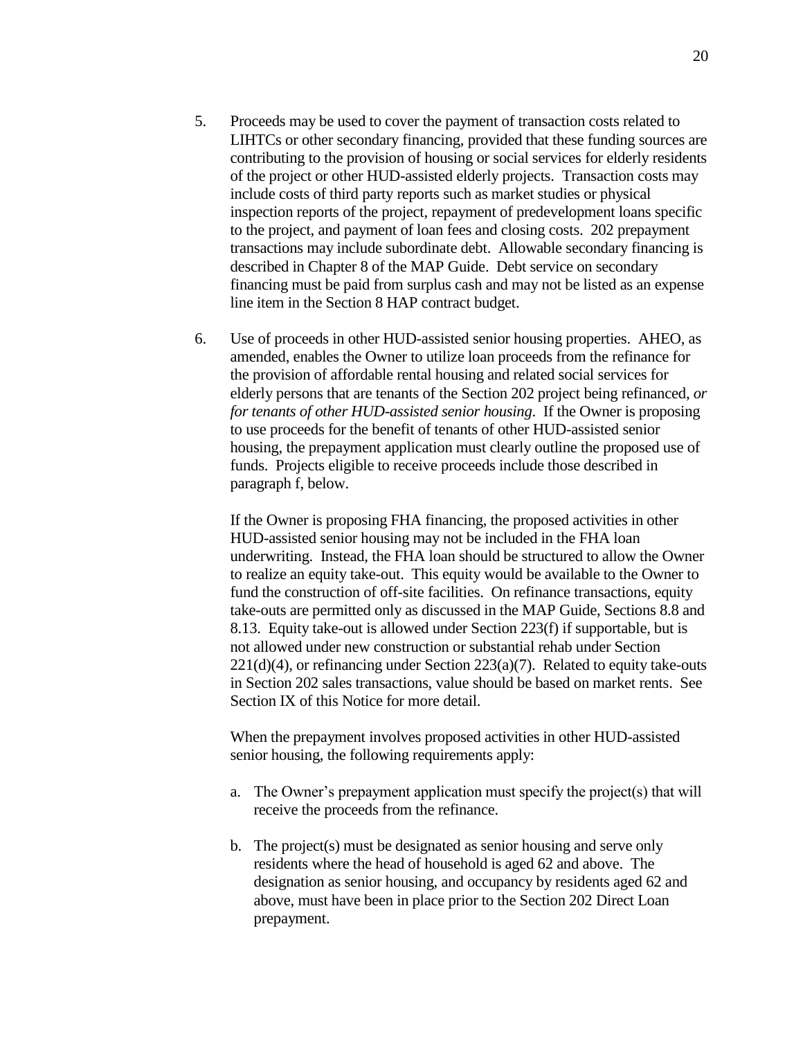5. Proceeds may be used to cover the payment of transaction costs related to LIHTCs or other secondary financing, provided that these funding sources are contributing to the provision of housing or social services for elderly residents of the project or other HUD-assisted elderly projects. Transaction costs may include costs of third party reports such as market studies or physical inspection reports of the project, repayment of predevelopment loans specific to the project, and payment of loan fees and closing costs. 202 prepayment transactions may include subordinate debt. Allowable secondary financing is described in Chapter 8 of the MAP Guide. Debt service on secondary financing must be paid from surplus cash and may not be listed as an expense line item in the Section 8 HAP contract budget.

6. Use of proceeds in other HUD-assisted senior housing properties. AHEO, as amended, enables the Owner to utilize loan proceeds from the refinance for the provision of affordable rental housing and related social services for elderly persons that are tenants of the Section 202 project being refinanced, *or for tenants of other HUD-assisted senior housing*. If the Owner is proposing to use proceeds for the benefit of tenants of other HUD-assisted senior housing, the prepayment application must clearly outline the proposed use of funds. Projects eligible to receive proceeds include those described in paragraph f, below.

   If the Owner is proposing FHA financing, the proposed activities in other HUD-assisted senior housing may not be included in the FHA loan underwriting. Instead, the FHA loan should be structured to allow the Owner to realize an equity take-out. This equity would be available to the Owner to fund the construction of off-site facilities. On refinance transactions, equity take-outs are permitted only as discussed in the MAP Guide, Sections 8.8 and 8.13. Equity take-out is allowed under Section 223(f) if supportable, but is not allowed under new construction or substantial rehab under Section 221(d)(4), or refinancing under Section 223(a)(7). Related to equity take-outs in Section 202 sales transactions, value should be based on market rents. See Section IX of this Notice for more detail.

   When the prepayment involves proposed activities in other HUD-assisted senior housing, the following requirements apply:

   a. The Owner's prepayment application must specify the project(s) that will receive the proceeds from the refinance.

   b. The project(s) must be designated as senior housing and serve only residents where the head of household is aged 62 and above. The designation as senior housing, and occupancy by residents aged 62 and above, must have been in place prior to the Section 202 Direct Loan prepayment.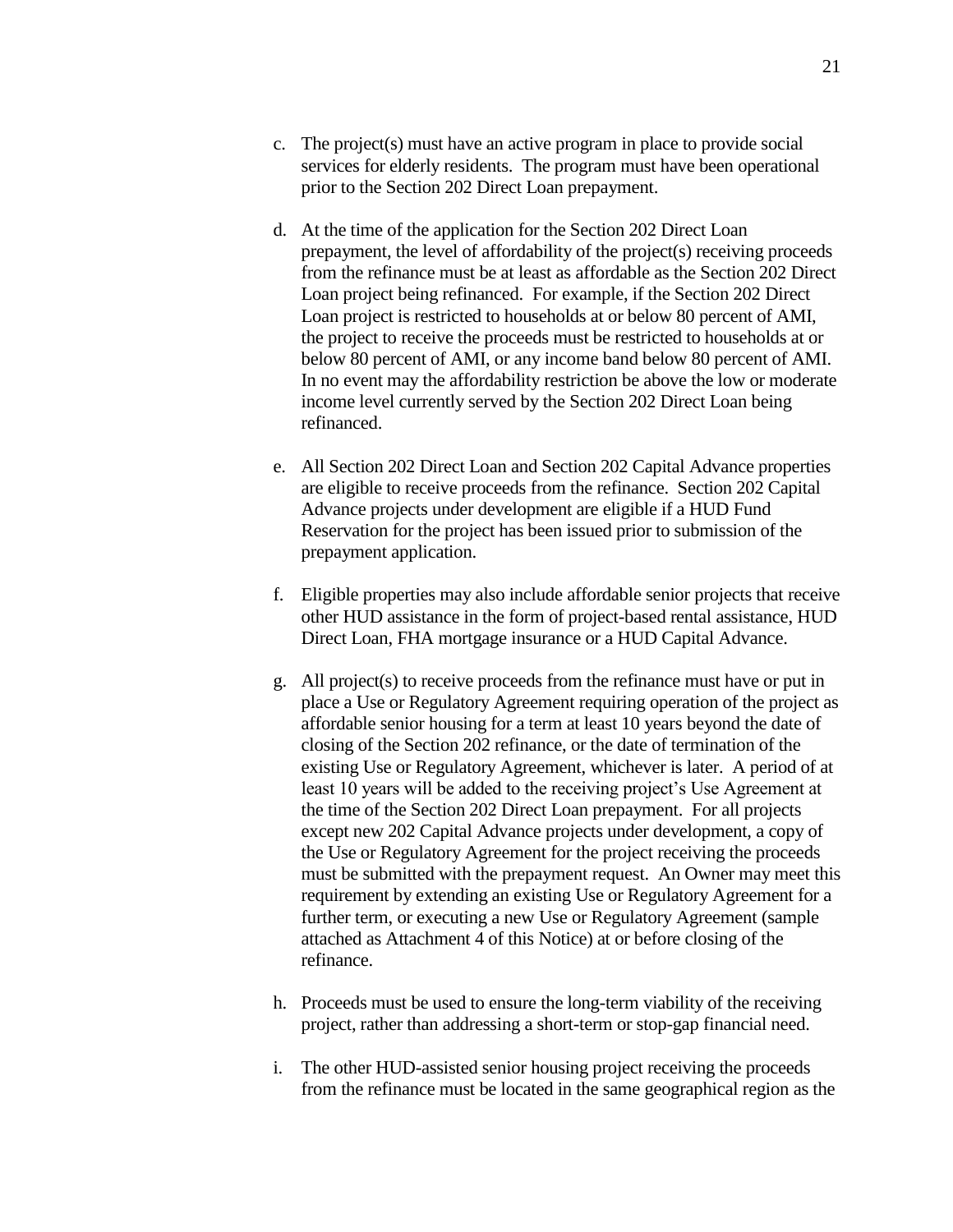c. The project(s) must have an active program in place to provide social services for elderly residents. The program must have been operational prior to the Section 202 Direct Loan prepayment.

d. At the time of the application for the Section 202 Direct Loan prepayment, the level of affordability of the project(s) receiving proceeds from the refinance must be at least as affordable as the Section 202 Direct Loan project being refinanced. For example, if the Section 202 Direct Loan project is restricted to households at or below 80 percent of AMI, the project to receive the proceeds must be restricted to households at or below 80 percent of AMI, or any income band below 80 percent of AMI. In no event may the affordability restriction be above the low or moderate income level currently served by the Section 202 Direct Loan being refinanced.

e. All Section 202 Direct Loan and Section 202 Capital Advance properties are eligible to receive proceeds from the refinance. Section 202 Capital Advance projects under development are eligible if a HUD Fund Reservation for the project has been issued prior to submission of the prepayment application.

f. Eligible properties may also include affordable senior projects that receive other HUD assistance in the form of project-based rental assistance, HUD Direct Loan, FHA mortgage insurance or a HUD Capital Advance.

g. All project(s) to receive proceeds from the refinance must have or put in place a Use or Regulatory Agreement requiring operation of the project as affordable senior housing for a term at least 10 years beyond the date of closing of the Section 202 refinance, or the date of termination of the existing Use or Regulatory Agreement, whichever is later. A period of at least 10 years will be added to the receiving project's Use Agreement at the time of the Section 202 Direct Loan prepayment. For all projects except new 202 Capital Advance projects under development, a copy of the Use or Regulatory Agreement for the project receiving the proceeds must be submitted with the prepayment request. An Owner may meet this requirement by extending an existing Use or Regulatory Agreement for a further term, or executing a new Use or Regulatory Agreement (sample attached as Attachment 4 of this Notice) at or before closing of the refinance.

h. Proceeds must be used to ensure the long-term viability of the receiving project, rather than addressing a short-term or stop-gap financial need.

i. The other HUD-assisted senior housing project receiving the proceeds from the refinance must be located in the same geographical region as the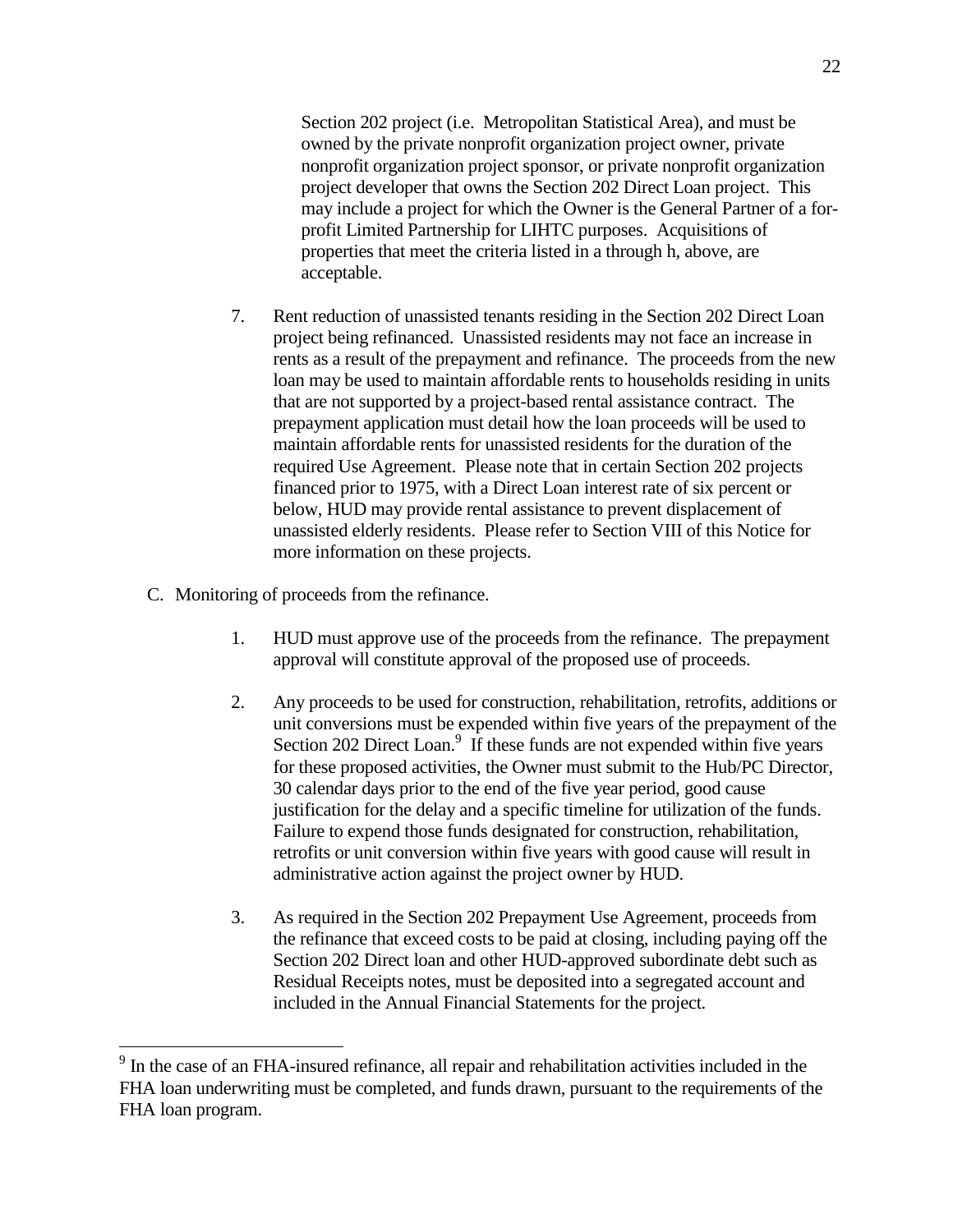Section 202 project (i.e. Metropolitan Statistical Area), and must be owned by the private nonprofit organization project owner, private nonprofit organization project sponsor, or private nonprofit organization project developer that owns the Section 202 Direct Loan project. This may include a project for which the Owner is the General Partner of a for-profit Limited Partnership for LIHTC purposes. Acquisitions of properties that meet the criteria listed in a through h, above, are acceptable.

7. Rent reduction of unassisted tenants residing in the Section 202 Direct Loan project being refinanced. Unassisted residents may not face an increase in rents as a result of the prepayment and refinance. The proceeds from the new loan may be used to maintain affordable rents to households residing in units that are not supported by a project-based rental assistance contract. The prepayment application must detail how the loan proceeds will be used to maintain affordable rents for unassisted residents for the duration of the required Use Agreement. Please note that in certain Section 202 projects financed prior to 1975, with a Direct Loan interest rate of six percent or below, HUD may provide rental assistance to prevent displacement of unassisted elderly residents. Please refer to Section VIII of this Notice for more information on these projects.

C. Monitoring of proceeds from the refinance.

1. HUD must approve use of the proceeds from the refinance. The prepayment approval will constitute approval of the proposed use of proceeds.

2. Any proceeds to be used for construction, rehabilitation, retrofits, additions or unit conversions must be expended within five years of the prepayment of the Section 202 Direct Loan.[9] If these funds are not expended within five years for these proposed activities, the Owner must submit to the Hub/PC Director, 30 calendar days prior to the end of the five year period, good cause justification for the delay and a specific timeline for utilization of the funds. Failure to expend those funds designated for construction, rehabilitation, retrofits or unit conversion within five years with good cause will result in administrative action against the project owner by HUD.

3. As required in the Section 202 Prepayment Use Agreement, proceeds from the refinance that exceed costs to be paid at closing, including paying off the Section 202 Direct loan and other HUD-approved subordinate debt such as Residual Receipts notes, must be deposited into a segregated account and included in the Annual Financial Statements for the project.

---

[9] In the case of an FHA-insured refinance, all repair and rehabilitation activities included in the FHA loan underwriting must be completed, and funds drawn, pursuant to the requirements of the FHA loan program.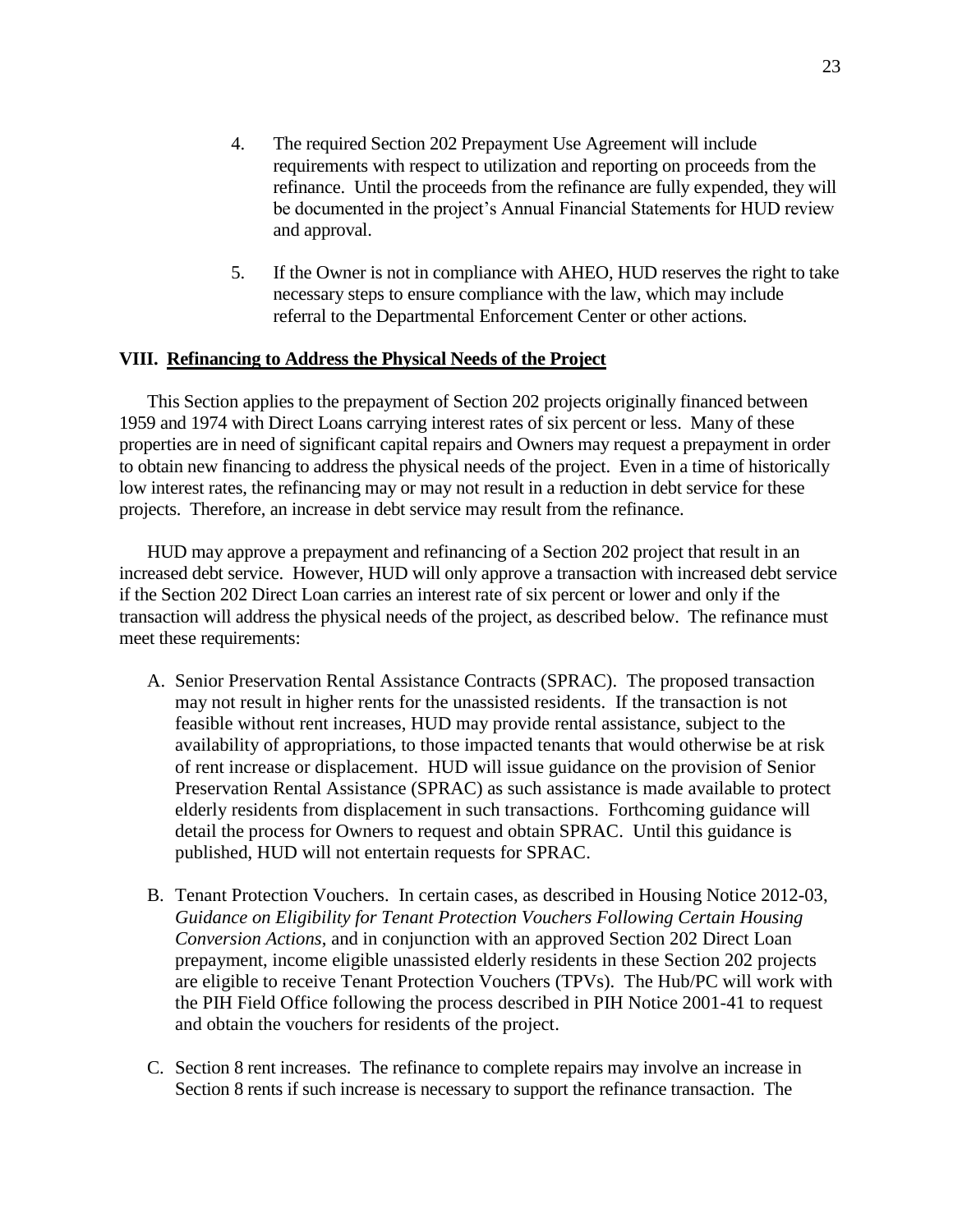4. The required Section 202 Prepayment Use Agreement will include requirements with respect to utilization and reporting on proceeds from the refinance. Until the proceeds from the refinance are fully expended, they will be documented in the project's Annual Financial Statements for HUD review and approval.

5. If the Owner is not in compliance with AHEO, HUD reserves the right to take necessary steps to ensure compliance with the law, which may include referral to the Departmental Enforcement Center or other actions.

## VIII. Refinancing to Address the Physical Needs of the Project

This Section applies to the prepayment of Section 202 projects originally financed between 1959 and 1974 with Direct Loans carrying interest rates of six percent or less. Many of these properties are in need of significant capital repairs and Owners may request a prepayment in order to obtain new financing to address the physical needs of the project. Even in a time of historically low interest rates, the refinancing may or may not result in a reduction in debt service for these projects. Therefore, an increase in debt service may result from the refinance.

HUD may approve a prepayment and refinancing of a Section 202 project that result in an increased debt service. However, HUD will only approve a transaction with increased debt service if the Section 202 Direct Loan carries an interest rate of six percent or lower and only if the transaction will address the physical needs of the project, as described below. The refinance must meet these requirements:

A. Senior Preservation Rental Assistance Contracts (SPRAC). The proposed transaction may not result in higher rents for the unassisted residents. If the transaction is not feasible without rent increases, HUD may provide rental assistance, subject to the availability of appropriations, to those impacted tenants that would otherwise be at risk of rent increase or displacement. HUD will issue guidance on the provision of Senior Preservation Rental Assistance (SPRAC) as such assistance is made available to protect elderly residents from displacement in such transactions. Forthcoming guidance will detail the process for Owners to request and obtain SPRAC. Until this guidance is published, HUD will not entertain requests for SPRAC.

B. Tenant Protection Vouchers. In certain cases, as described in Housing Notice 2012-03, *Guidance on Eligibility for Tenant Protection Vouchers Following Certain Housing Conversion Actions*, and in conjunction with an approved Section 202 Direct Loan prepayment, income eligible unassisted elderly residents in these Section 202 projects are eligible to receive Tenant Protection Vouchers (TPVs). The Hub/PC will work with the PIH Field Office following the process described in PIH Notice 2001-41 to request and obtain the vouchers for residents of the project.

C. Section 8 rent increases. The refinance to complete repairs may involve an increase in Section 8 rents if such increase is necessary to support the refinance transaction. The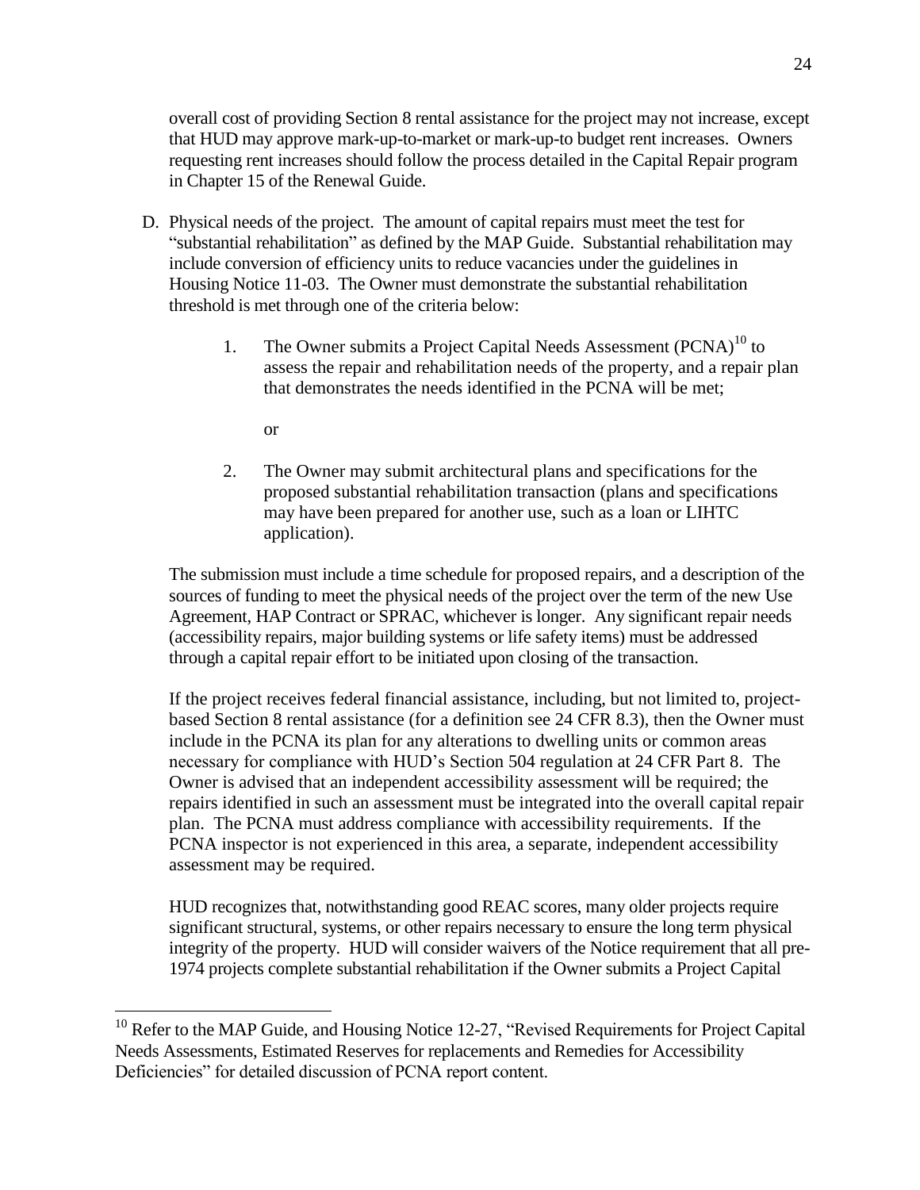overall cost of providing Section 8 rental assistance for the project may not increase, except that HUD may approve mark-up-to-market or mark-up-to budget rent increases. Owners requesting rent increases should follow the process detailed in the Capital Repair program in Chapter 15 of the Renewal Guide.

D. Physical needs of the project. The amount of capital repairs must meet the test for "substantial rehabilitation" as defined by the MAP Guide. Substantial rehabilitation may include conversion of efficiency units to reduce vacancies under the guidelines in Housing Notice 11-03. The Owner must demonstrate the substantial rehabilitation threshold is met through one of the criteria below:

   1. The Owner submits a Project Capital Needs Assessment (PCNA)[10] to assess the repair and rehabilitation needs of the property, and a repair plan that demonstrates the needs identified in the PCNA will be met;

      or

   2. The Owner may submit architectural plans and specifications for the proposed substantial rehabilitation transaction (plans and specifications may have been prepared for another use, such as a loan or LIHTC application).

   The submission must include a time schedule for proposed repairs, and a description of the sources of funding to meet the physical needs of the project over the term of the new Use Agreement, HAP Contract or SPRAC, whichever is longer. Any significant repair needs (accessibility repairs, major building systems or life safety items) must be addressed through a capital repair effort to be initiated upon closing of the transaction.

   If the project receives federal financial assistance, including, but not limited to, project-based Section 8 rental assistance (for a definition see 24 CFR 8.3), then the Owner must include in the PCNA its plan for any alterations to dwelling units or common areas necessary for compliance with HUD's Section 504 regulation at 24 CFR Part 8. The Owner is advised that an independent accessibility assessment will be required; the repairs identified in such an assessment must be integrated into the overall capital repair plan. The PCNA must address compliance with accessibility requirements. If the PCNA inspector is not experienced in this area, a separate, independent accessibility assessment may be required.

   HUD recognizes that, notwithstanding good REAC scores, many older projects require significant structural, systems, or other repairs necessary to ensure the long term physical integrity of the property. HUD will consider waivers of the Notice requirement that all pre-1974 projects complete substantial rehabilitation if the Owner submits a Project Capital

---

[10] Refer to the MAP Guide, and Housing Notice 12-27, "Revised Requirements for Project Capital Needs Assessments, Estimated Reserves for replacements and Remedies for Accessibility Deficiencies" for detailed discussion of PCNA report content.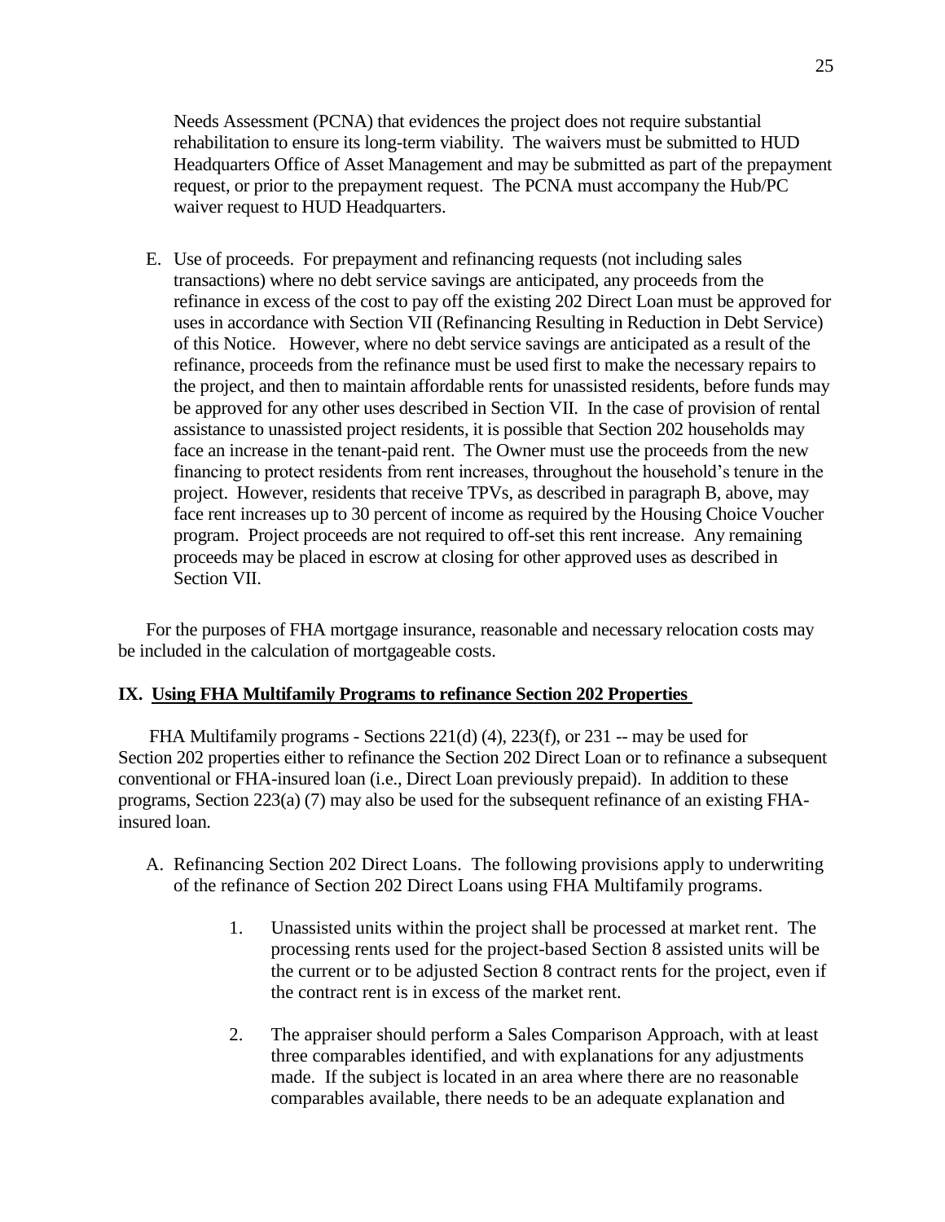Needs Assessment (PCNA) that evidences the project does not require substantial rehabilitation to ensure its long-term viability. The waivers must be submitted to HUD Headquarters Office of Asset Management and may be submitted as part of the prepayment request, or prior to the prepayment request. The PCNA must accompany the Hub/PC waiver request to HUD Headquarters.

E. Use of proceeds. For prepayment and refinancing requests (not including sales transactions) where no debt service savings are anticipated, any proceeds from the refinance in excess of the cost to pay off the existing 202 Direct Loan must be approved for uses in accordance with Section VII (Refinancing Resulting in Reduction in Debt Service) of this Notice. However, where no debt service savings are anticipated as a result of the refinance, proceeds from the refinance must be used first to make the necessary repairs to the project, and then to maintain affordable rents for unassisted residents, before funds may be approved for any other uses described in Section VII. In the case of provision of rental assistance to unassisted project residents, it is possible that Section 202 households may face an increase in the tenant-paid rent. The Owner must use the proceeds from the new financing to protect residents from rent increases, throughout the household's tenure in the project. However, residents that receive TPVs, as described in paragraph B, above, may face rent increases up to 30 percent of income as required by the Housing Choice Voucher program. Project proceeds are not required to off-set this rent increase. Any remaining proceeds may be placed in escrow at closing for other approved uses as described in Section VII.

For the purposes of FHA mortgage insurance, reasonable and necessary relocation costs may be included in the calculation of mortgageable costs.

## IX. Using FHA Multifamily Programs to refinance Section 202 Properties

FHA Multifamily programs - Sections 221(d) (4), 223(f), or 231 -- may be used for Section 202 properties either to refinance the Section 202 Direct Loan or to refinance a subsequent conventional or FHA-insured loan (i.e., Direct Loan previously prepaid). In addition to these programs, Section 223(a) (7) may also be used for the subsequent refinance of an existing FHA-insured loan.

A. Refinancing Section 202 Direct Loans. The following provisions apply to underwriting of the refinance of Section 202 Direct Loans using FHA Multifamily programs.

1. Unassisted units within the project shall be processed at market rent. The processing rents used for the project-based Section 8 assisted units will be the current or to be adjusted Section 8 contract rents for the project, even if the contract rent is in excess of the market rent.

2. The appraiser should perform a Sales Comparison Approach, with at least three comparables identified, and with explanations for any adjustments made. If the subject is located in an area where there are no reasonable comparables available, there needs to be an adequate explanation and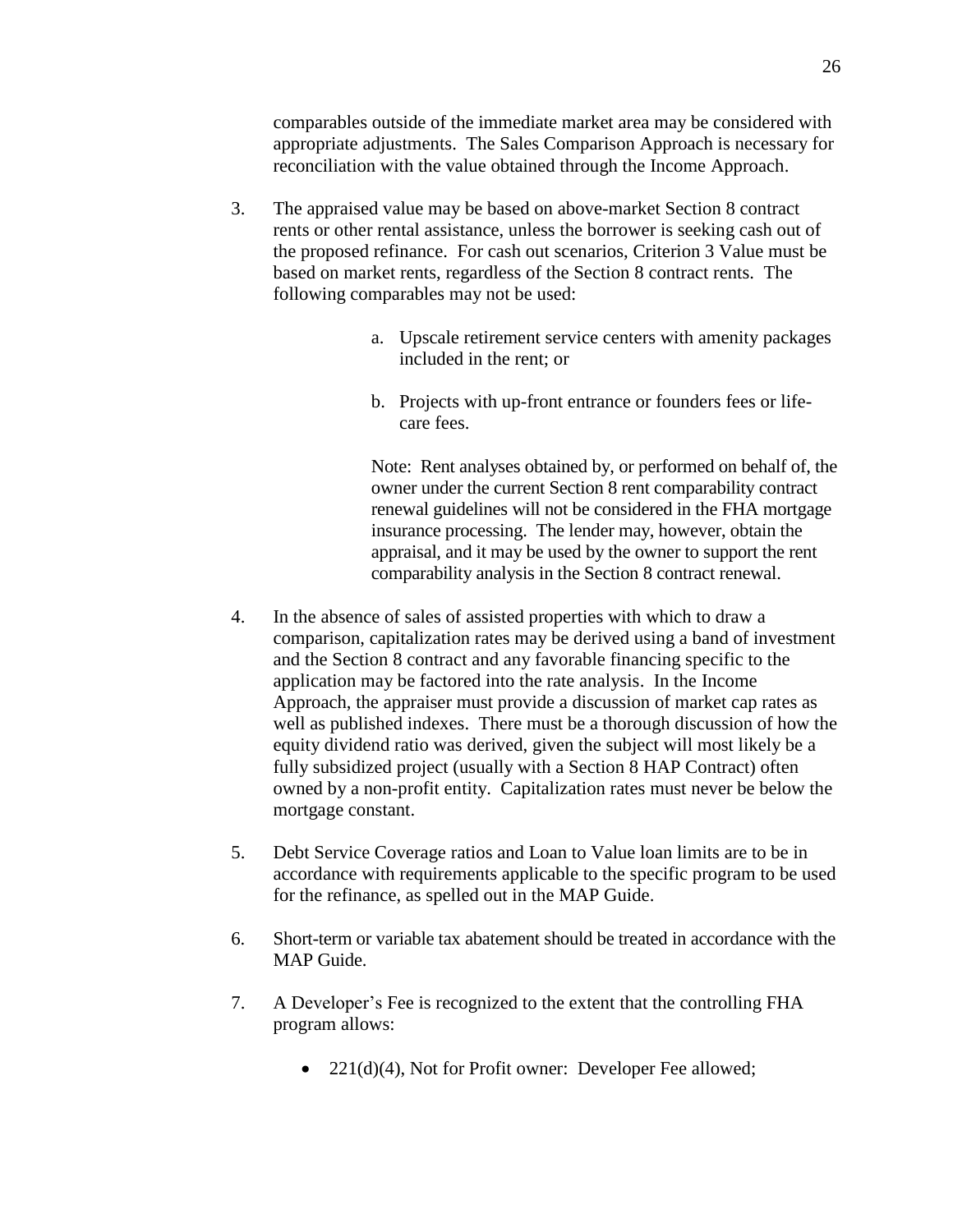comparables outside of the immediate market area may be considered with appropriate adjustments. The Sales Comparison Approach is necessary for reconciliation with the value obtained through the Income Approach.

3. The appraised value may be based on above-market Section 8 contract rents or other rental assistance, unless the borrower is seeking cash out of the proposed refinance. For cash out scenarios, Criterion 3 Value must be based on market rents, regardless of the Section 8 contract rents. The following comparables may not be used:

   a. Upscale retirement service centers with amenity packages included in the rent; or

   b. Projects with up-front entrance or founders fees or life-care fees.

   Note: Rent analyses obtained by, or performed on behalf of, the owner under the current Section 8 rent comparability contract renewal guidelines will not be considered in the FHA mortgage insurance processing. The lender may, however, obtain the appraisal, and it may be used by the owner to support the rent comparability analysis in the Section 8 contract renewal.

4. In the absence of sales of assisted properties with which to draw a comparison, capitalization rates may be derived using a band of investment and the Section 8 contract and any favorable financing specific to the application may be factored into the rate analysis. In the Income Approach, the appraiser must provide a discussion of market cap rates as well as published indexes. There must be a thorough discussion of how the equity dividend ratio was derived, given the subject will most likely be a fully subsidized project (usually with a Section 8 HAP Contract) often owned by a non-profit entity. Capitalization rates must never be below the mortgage constant.

5. Debt Service Coverage ratios and Loan to Value loan limits are to be in accordance with requirements applicable to the specific program to be used for the refinance, as spelled out in the MAP Guide.

6. Short-term or variable tax abatement should be treated in accordance with the MAP Guide.

7. A Developer's Fee is recognized to the extent that the controlling FHA program allows:

   - 221(d)(4), Not for Profit owner: Developer Fee allowed;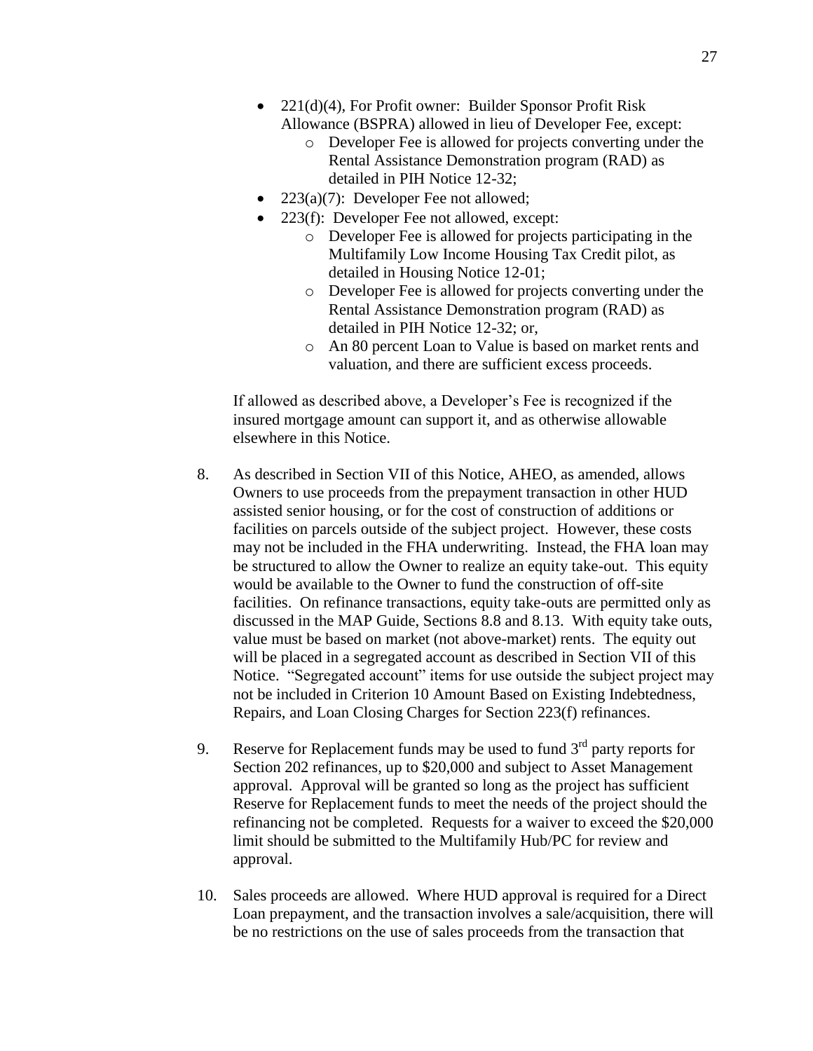- 221(d)(4), For Profit owner: Builder Sponsor Profit Risk Allowance (BSPRA) allowed in lieu of Developer Fee, except:
    - Developer Fee is allowed for projects converting under the Rental Assistance Demonstration program (RAD) as detailed in PIH Notice 12-32;
- 223(a)(7): Developer Fee not allowed;
- 223(f): Developer Fee not allowed, except:
    - Developer Fee is allowed for projects participating in the Multifamily Low Income Housing Tax Credit pilot, as detailed in Housing Notice 12-01;
    - Developer Fee is allowed for projects converting under the Rental Assistance Demonstration program (RAD) as detailed in PIH Notice 12-32; or,
    - An 80 percent Loan to Value is based on market rents and valuation, and there are sufficient excess proceeds.

If allowed as described above, a Developer's Fee is recognized if the insured mortgage amount can support it, and as otherwise allowable elsewhere in this Notice.

8. As described in Section VII of this Notice, AHEO, as amended, allows Owners to use proceeds from the prepayment transaction in other HUD assisted senior housing, or for the cost of construction of additions or facilities on parcels outside of the subject project. However, these costs may not be included in the FHA underwriting. Instead, the FHA loan may be structured to allow the Owner to realize an equity take-out. This equity would be available to the Owner to fund the construction of off-site facilities. On refinance transactions, equity take-outs are permitted only as discussed in the MAP Guide, Sections 8.8 and 8.13. With equity take outs, value must be based on market (not above-market) rents. The equity out will be placed in a segregated account as described in Section VII of this Notice. "Segregated account" items for use outside the subject project may not be included in Criterion 10 Amount Based on Existing Indebtedness, Repairs, and Loan Closing Charges for Section 223(f) refinances.

9. Reserve for Replacement funds may be used to fund 3rd party reports for Section 202 refinances, up to $20,000 and subject to Asset Management approval. Approval will be granted so long as the project has sufficient Reserve for Replacement funds to meet the needs of the project should the refinancing not be completed. Requests for a waiver to exceed the $20,000 limit should be submitted to the Multifamily Hub/PC for review and approval.

10. Sales proceeds are allowed. Where HUD approval is required for a Direct Loan prepayment, and the transaction involves a sale/acquisition, there will be no restrictions on the use of sales proceeds from the transaction that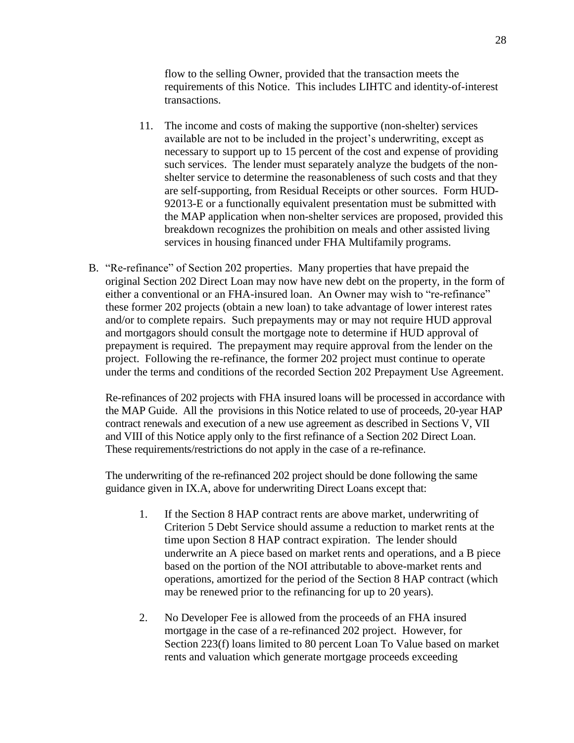flow to the selling Owner, provided that the transaction meets the requirements of this Notice. This includes LIHTC and identity-of-interest transactions.

11. The income and costs of making the supportive (non-shelter) services available are not to be included in the project's underwriting, except as necessary to support up to 15 percent of the cost and expense of providing such services. The lender must separately analyze the budgets of the non-shelter service to determine the reasonableness of such costs and that they are self-supporting, from Residual Receipts or other sources. Form HUD-92013-E or a functionally equivalent presentation must be submitted with the MAP application when non-shelter services are proposed, provided this breakdown recognizes the prohibition on meals and other assisted living services in housing financed under FHA Multifamily programs.

B. "Re-refinance" of Section 202 properties. Many properties that have prepaid the original Section 202 Direct Loan may now have new debt on the property, in the form of either a conventional or an FHA-insured loan. An Owner may wish to "re-refinance" these former 202 projects (obtain a new loan) to take advantage of lower interest rates and/or to complete repairs. Such prepayments may or may not require HUD approval and mortgagors should consult the mortgage note to determine if HUD approval of prepayment is required. The prepayment may require approval from the lender on the project. Following the re-refinance, the former 202 project must continue to operate under the terms and conditions of the recorded Section 202 Prepayment Use Agreement.

   Re-refinances of 202 projects with FHA insured loans will be processed in accordance with the MAP Guide. All the provisions in this Notice related to use of proceeds, 20-year HAP contract renewals and execution of a new use agreement as described in Sections V, VII and VIII of this Notice apply only to the first refinance of a Section 202 Direct Loan. These requirements/restrictions do not apply in the case of a re-refinance.

   The underwriting of the re-refinanced 202 project should be done following the same guidance given in IX.A, above for underwriting Direct Loans except that:

   1. If the Section 8 HAP contract rents are above market, underwriting of Criterion 5 Debt Service should assume a reduction to market rents at the time upon Section 8 HAP contract expiration. The lender should underwrite an A piece based on market rents and operations, and a B piece based on the portion of the NOI attributable to above-market rents and operations, amortized for the period of the Section 8 HAP contract (which may be renewed prior to the refinancing for up to 20 years).

   2. No Developer Fee is allowed from the proceeds of an FHA insured mortgage in the case of a re-refinanced 202 project. However, for Section 223(f) loans limited to 80 percent Loan To Value based on market rents and valuation which generate mortgage proceeds exceeding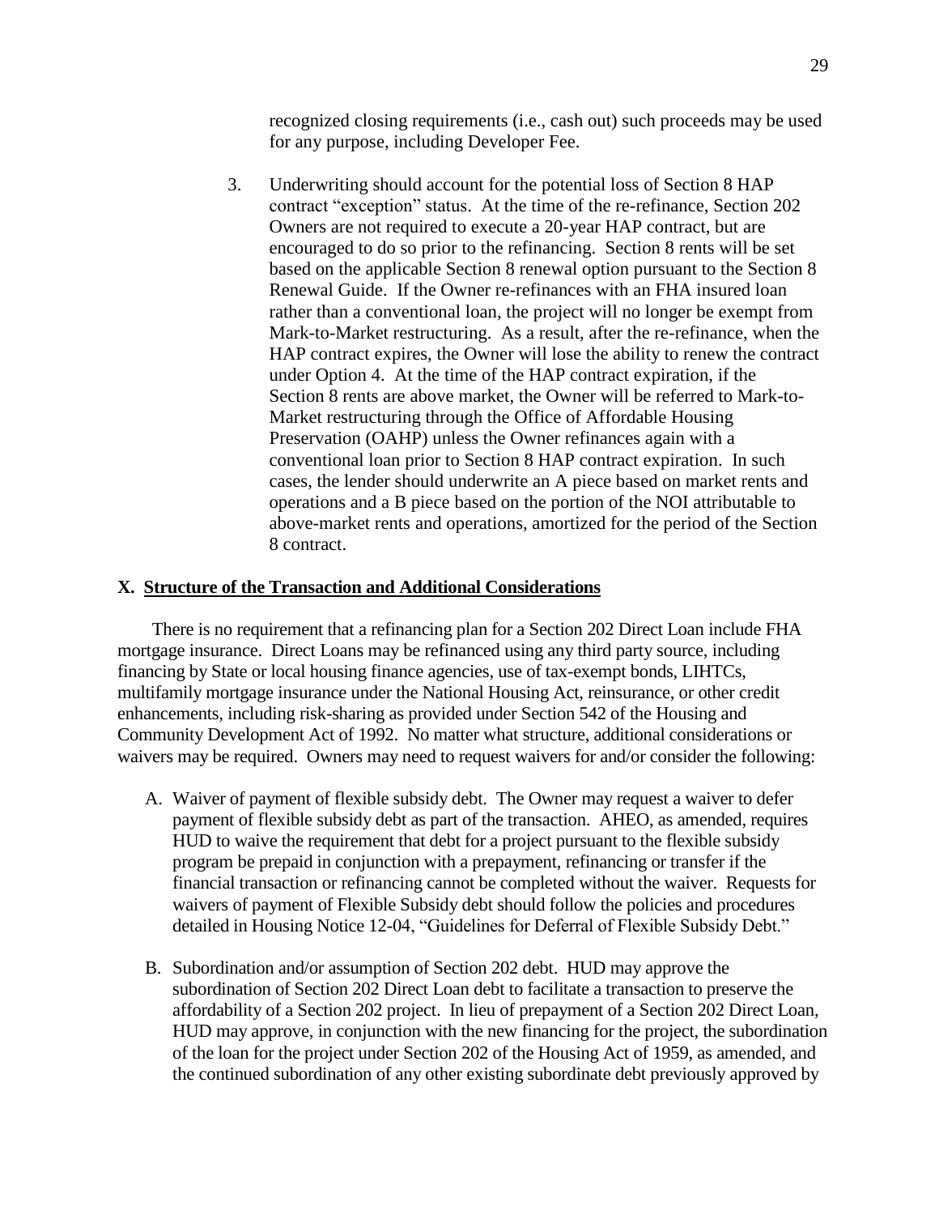recognized closing requirements (i.e., cash out) such proceeds may be used for any purpose, including Developer Fee.

3. Underwriting should account for the potential loss of Section 8 HAP contract "exception" status. At the time of the re-refinance, Section 202 Owners are not required to execute a 20-year HAP contract, but are encouraged to do so prior to the refinancing. Section 8 rents will be set based on the applicable Section 8 renewal option pursuant to the Section 8 Renewal Guide. If the Owner re-refinances with an FHA insured loan rather than a conventional loan, the project will no longer be exempt from Mark-to-Market restructuring. As a result, after the re-refinance, when the HAP contract expires, the Owner will lose the ability to renew the contract under Option 4. At the time of the HAP contract expiration, if the Section 8 rents are above market, the Owner will be referred to Mark-to-Market restructuring through the Office of Affordable Housing Preservation (OAHP) unless the Owner refinances again with a conventional loan prior to Section 8 HAP contract expiration. In such cases, the lender should underwrite an A piece based on market rents and operations and a B piece based on the portion of the NOI attributable to above-market rents and operations, amortized for the period of the Section 8 contract.

## X. Structure of the Transaction and Additional Considerations

There is no requirement that a refinancing plan for a Section 202 Direct Loan include FHA mortgage insurance. Direct Loans may be refinanced using any third party source, including financing by State or local housing finance agencies, use of tax-exempt bonds, LIHTCs, multifamily mortgage insurance under the National Housing Act, reinsurance, or other credit enhancements, including risk-sharing as provided under Section 542 of the Housing and Community Development Act of 1992. No matter what structure, additional considerations or waivers may be required. Owners may need to request waivers for and/or consider the following:

A. Waiver of payment of flexible subsidy debt. The Owner may request a waiver to defer payment of flexible subsidy debt as part of the transaction. AHEO, as amended, requires HUD to waive the requirement that debt for a project pursuant to the flexible subsidy program be prepaid in conjunction with a prepayment, refinancing or transfer if the financial transaction or refinancing cannot be completed without the waiver. Requests for waivers of payment of Flexible Subsidy debt should follow the policies and procedures detailed in Housing Notice 12-04, "Guidelines for Deferral of Flexible Subsidy Debt."

B. Subordination and/or assumption of Section 202 debt. HUD may approve the subordination of Section 202 Direct Loan debt to facilitate a transaction to preserve the affordability of a Section 202 project. In lieu of prepayment of a Section 202 Direct Loan, HUD may approve, in conjunction with the new financing for the project, the subordination of the loan for the project under Section 202 of the Housing Act of 1959, as amended, and the continued subordination of any other existing subordinate debt previously approved by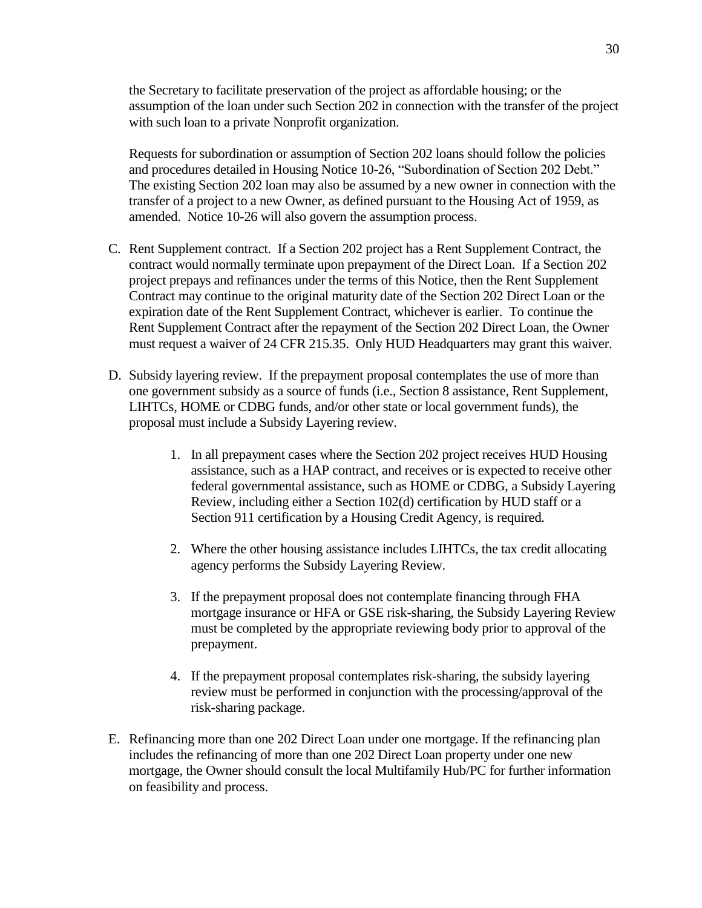the Secretary to facilitate preservation of the project as affordable housing; or the assumption of the loan under such Section 202 in connection with the transfer of the project with such loan to a private Nonprofit organization.

Requests for subordination or assumption of Section 202 loans should follow the policies and procedures detailed in Housing Notice 10-26, "Subordination of Section 202 Debt." The existing Section 202 loan may also be assumed by a new owner in connection with the transfer of a project to a new Owner, as defined pursuant to the Housing Act of 1959, as amended. Notice 10-26 will also govern the assumption process.

C. Rent Supplement contract. If a Section 202 project has a Rent Supplement Contract, the contract would normally terminate upon prepayment of the Direct Loan. If a Section 202 project prepays and refinances under the terms of this Notice, then the Rent Supplement Contract may continue to the original maturity date of the Section 202 Direct Loan or the expiration date of the Rent Supplement Contract, whichever is earlier. To continue the Rent Supplement Contract after the repayment of the Section 202 Direct Loan, the Owner must request a waiver of 24 CFR 215.35. Only HUD Headquarters may grant this waiver.

D. Subsidy layering review. If the prepayment proposal contemplates the use of more than one government subsidy as a source of funds (i.e., Section 8 assistance, Rent Supplement, LIHTCs, HOME or CDBG funds, and/or other state or local government funds), the proposal must include a Subsidy Layering review.

   1. In all prepayment cases where the Section 202 project receives HUD Housing assistance, such as a HAP contract, and receives or is expected to receive other federal governmental assistance, such as HOME or CDBG, a Subsidy Layering Review, including either a Section 102(d) certification by HUD staff or a Section 911 certification by a Housing Credit Agency, is required.

   2. Where the other housing assistance includes LIHTCs, the tax credit allocating agency performs the Subsidy Layering Review.

   3. If the prepayment proposal does not contemplate financing through FHA mortgage insurance or HFA or GSE risk-sharing, the Subsidy Layering Review must be completed by the appropriate reviewing body prior to approval of the prepayment.

   4. If the prepayment proposal contemplates risk-sharing, the subsidy layering review must be performed in conjunction with the processing/approval of the risk-sharing package.

E. Refinancing more than one 202 Direct Loan under one mortgage. If the refinancing plan includes the refinancing of more than one 202 Direct Loan property under one new mortgage, the Owner should consult the local Multifamily Hub/PC for further information on feasibility and process.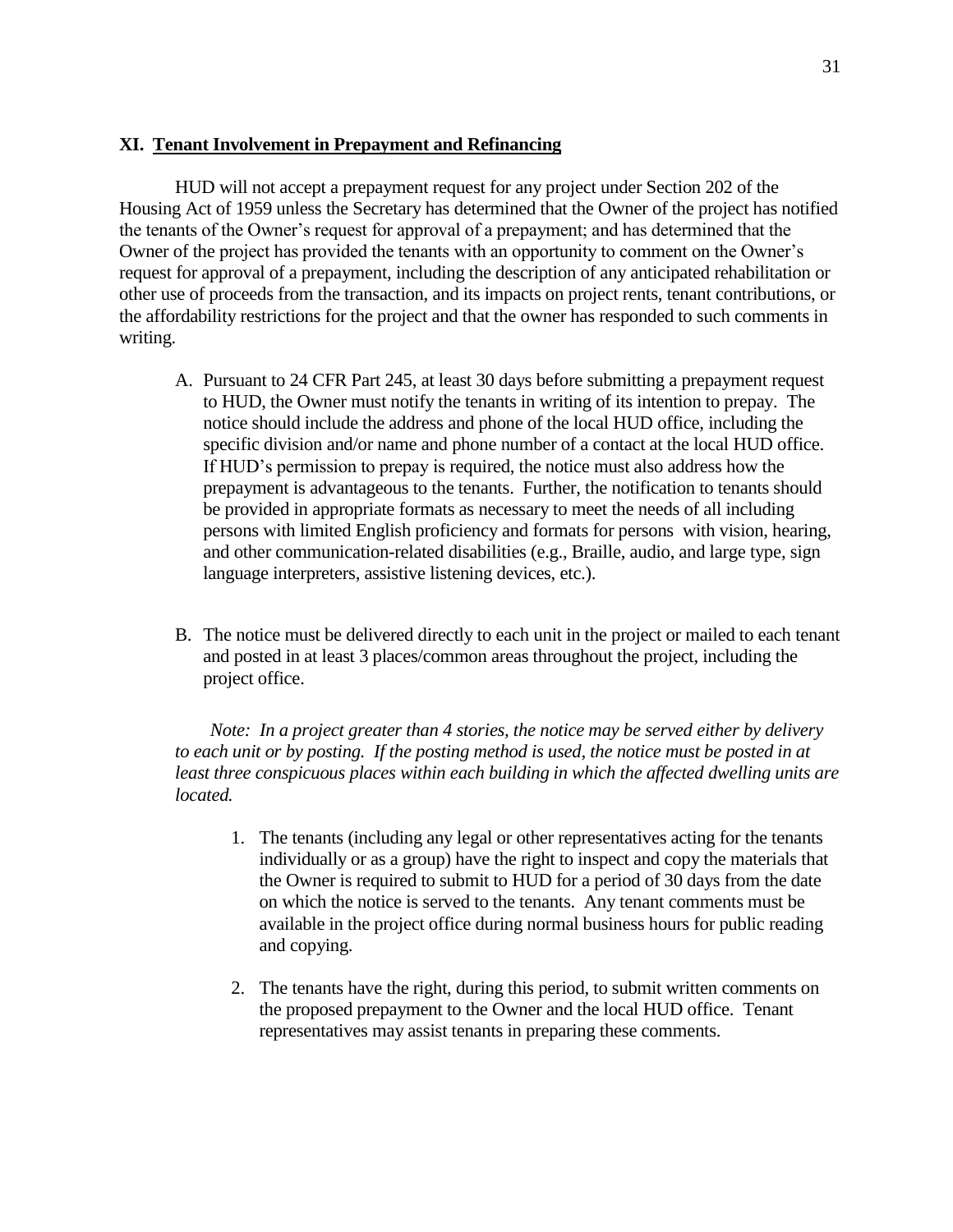## XI. Tenant Involvement in Prepayment and Refinancing

HUD will not accept a prepayment request for any project under Section 202 of the Housing Act of 1959 unless the Secretary has determined that the Owner of the project has notified the tenants of the Owner's request for approval of a prepayment; and has determined that the Owner of the project has provided the tenants with an opportunity to comment on the Owner's request for approval of a prepayment, including the description of any anticipated rehabilitation or other use of proceeds from the transaction, and its impacts on project rents, tenant contributions, or the affordability restrictions for the project and that the owner has responded to such comments in writing.

A. Pursuant to 24 CFR Part 245, at least 30 days before submitting a prepayment request to HUD, the Owner must notify the tenants in writing of its intention to prepay. The notice should include the address and phone of the local HUD office, including the specific division and/or name and phone number of a contact at the local HUD office. If HUD's permission to prepay is required, the notice must also address how the prepayment is advantageous to the tenants. Further, the notification to tenants should be provided in appropriate formats as necessary to meet the needs of all including persons with limited English proficiency and formats for persons with vision, hearing, and other communication-related disabilities (e.g., Braille, audio, and large type, sign language interpreters, assistive listening devices, etc.).

B. The notice must be delivered directly to each unit in the project or mailed to each tenant and posted in at least 3 places/common areas throughout the project, including the project office.

*Note: In a project greater than 4 stories, the notice may be served either by delivery to each unit or by posting. If the posting method is used, the notice must be posted in at least three conspicuous places within each building in which the affected dwelling units are located.*

1. The tenants (including any legal or other representatives acting for the tenants individually or as a group) have the right to inspect and copy the materials that the Owner is required to submit to HUD for a period of 30 days from the date on which the notice is served to the tenants. Any tenant comments must be available in the project office during normal business hours for public reading and copying.

2. The tenants have the right, during this period, to submit written comments on the proposed prepayment to the Owner and the local HUD office. Tenant representatives may assist tenants in preparing these comments.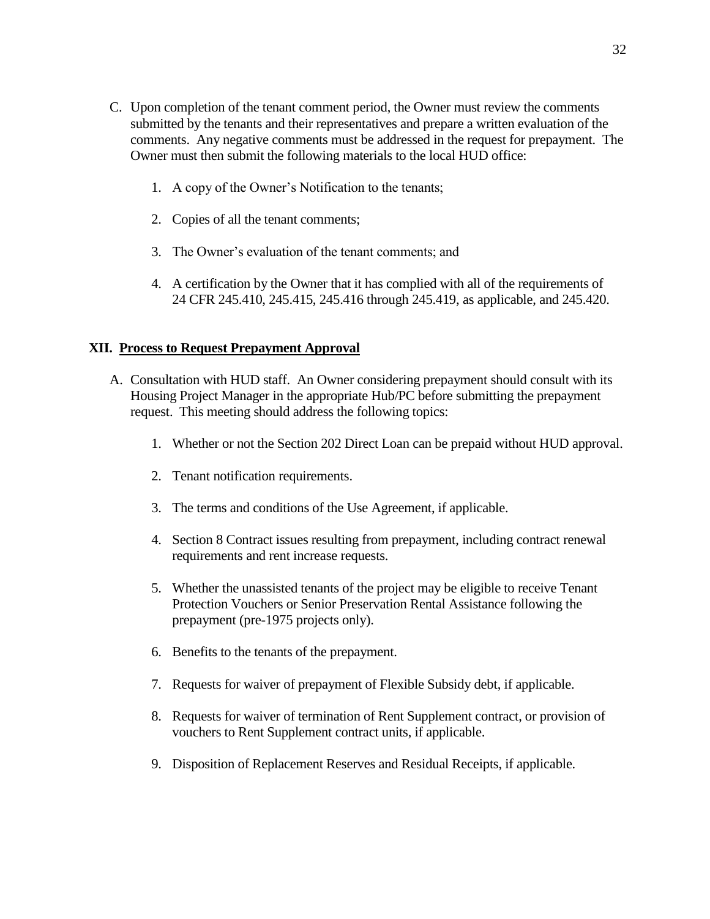C. Upon completion of the tenant comment period, the Owner must review the comments submitted by the tenants and their representatives and prepare a written evaluation of the comments. Any negative comments must be addressed in the request for prepayment. The Owner must then submit the following materials to the local HUD office:

   1. A copy of the Owner's Notification to the tenants;

   2. Copies of all the tenant comments;

   3. The Owner's evaluation of the tenant comments; and

   4. A certification by the Owner that it has complied with all of the requirements of 24 CFR 245.410, 245.415, 245.416 through 245.419, as applicable, and 245.420.

## XII. <u>Process to Request Prepayment Approval</u>

A. Consultation with HUD staff. An Owner considering prepayment should consult with its Housing Project Manager in the appropriate Hub/PC before submitting the prepayment request. This meeting should address the following topics:

   1. Whether or not the Section 202 Direct Loan can be prepaid without HUD approval.

   2. Tenant notification requirements.

   3. The terms and conditions of the Use Agreement, if applicable.

   4. Section 8 Contract issues resulting from prepayment, including contract renewal requirements and rent increase requests.

   5. Whether the unassisted tenants of the project may be eligible to receive Tenant Protection Vouchers or Senior Preservation Rental Assistance following the prepayment (pre-1975 projects only).

   6. Benefits to the tenants of the prepayment.

   7. Requests for waiver of prepayment of Flexible Subsidy debt, if applicable.

   8. Requests for waiver of termination of Rent Supplement contract, or provision of vouchers to Rent Supplement contract units, if applicable.

   9. Disposition of Replacement Reserves and Residual Receipts, if applicable.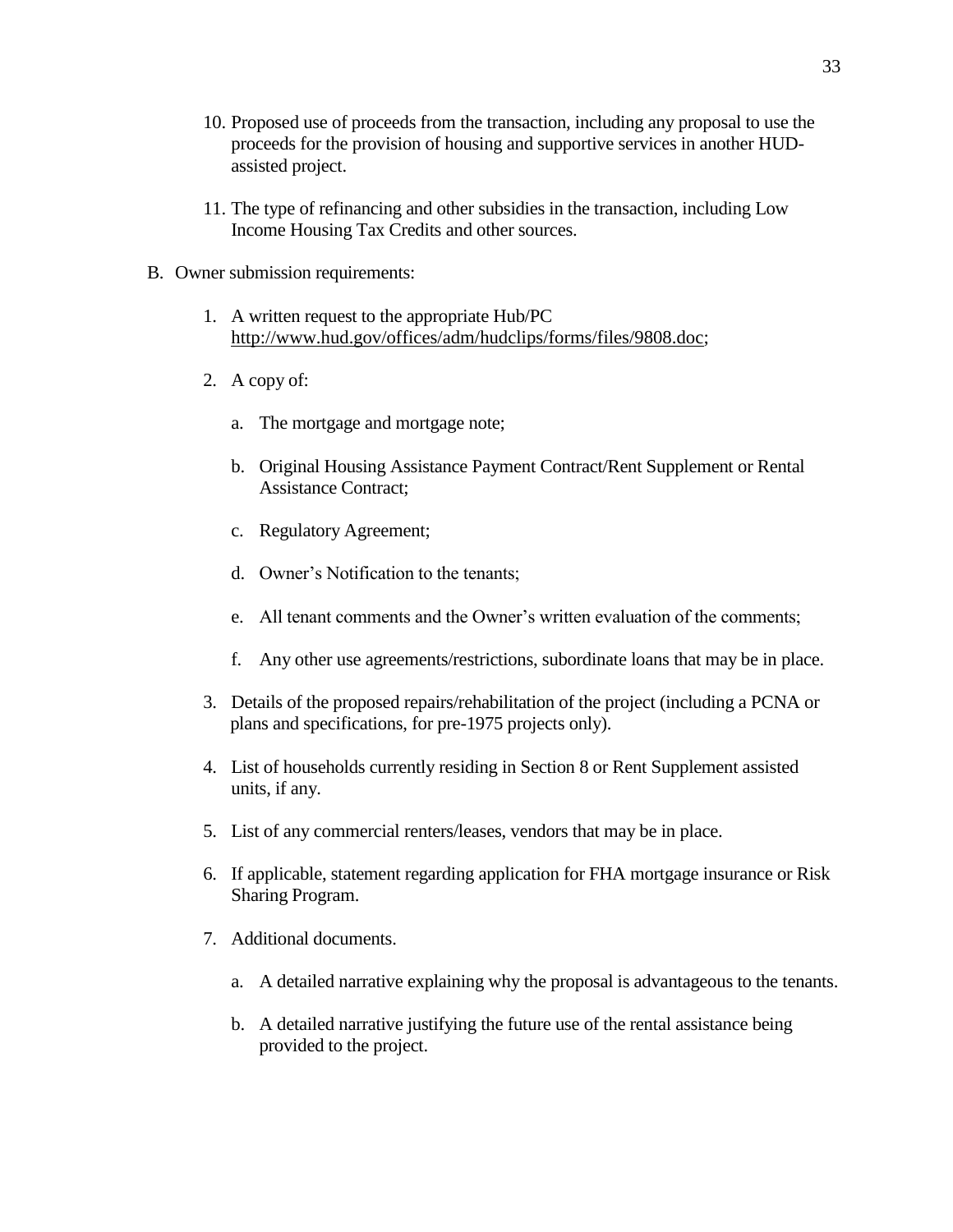10. Proposed use of proceeds from the transaction, including any proposal to use the proceeds for the provision of housing and supportive services in another HUD-assisted project.

11. The type of refinancing and other subsidies in the transaction, including Low Income Housing Tax Credits and other sources.

B. Owner submission requirements:

   1. A written request to the appropriate Hub/PC http://www.hud.gov/offices/adm/hudclips/forms/files/9808.doc;

   2. A copy of:

      a. The mortgage and mortgage note;

      b. Original Housing Assistance Payment Contract/Rent Supplement or Rental Assistance Contract;

      c. Regulatory Agreement;

      d. Owner's Notification to the tenants;

      e. All tenant comments and the Owner's written evaluation of the comments;

      f. Any other use agreements/restrictions, subordinate loans that may be in place.

   3. Details of the proposed repairs/rehabilitation of the project (including a PCNA or plans and specifications, for pre-1975 projects only).

   4. List of households currently residing in Section 8 or Rent Supplement assisted units, if any.

   5. List of any commercial renters/leases, vendors that may be in place.

   6. If applicable, statement regarding application for FHA mortgage insurance or Risk Sharing Program.

   7. Additional documents.

      a. A detailed narrative explaining why the proposal is advantageous to the tenants.

      b. A detailed narrative justifying the future use of the rental assistance being provided to the project.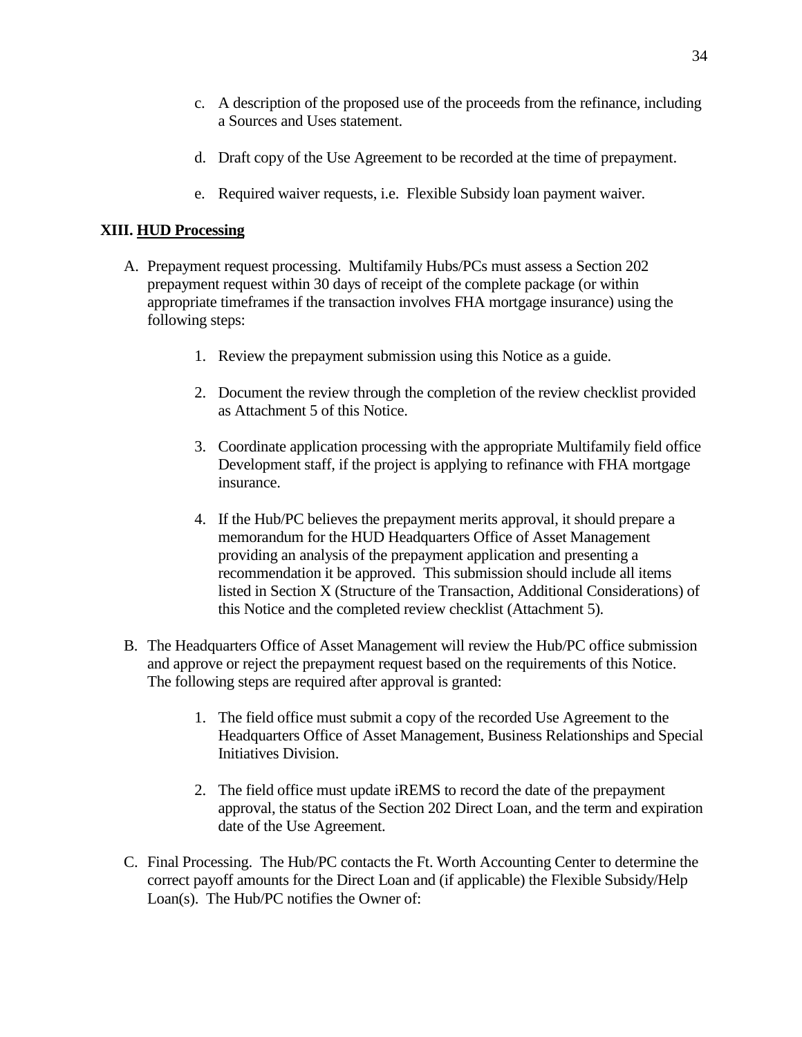c. A description of the proposed use of the proceeds from the refinance, including a Sources and Uses statement.

d. Draft copy of the Use Agreement to be recorded at the time of prepayment.

e. Required waiver requests, i.e. Flexible Subsidy loan payment waiver.

## XIII. HUD Processing

A. Prepayment request processing. Multifamily Hubs/PCs must assess a Section 202 prepayment request within 30 days of receipt of the complete package (or within appropriate timeframes if the transaction involves FHA mortgage insurance) using the following steps:

1. Review the prepayment submission using this Notice as a guide.

2. Document the review through the completion of the review checklist provided as Attachment 5 of this Notice.

3. Coordinate application processing with the appropriate Multifamily field office Development staff, if the project is applying to refinance with FHA mortgage insurance.

4. If the Hub/PC believes the prepayment merits approval, it should prepare a memorandum for the HUD Headquarters Office of Asset Management providing an analysis of the prepayment application and presenting a recommendation it be approved. This submission should include all items listed in Section X (Structure of the Transaction, Additional Considerations) of this Notice and the completed review checklist (Attachment 5).

B. The Headquarters Office of Asset Management will review the Hub/PC office submission and approve or reject the prepayment request based on the requirements of this Notice. The following steps are required after approval is granted:

1. The field office must submit a copy of the recorded Use Agreement to the Headquarters Office of Asset Management, Business Relationships and Special Initiatives Division.

2. The field office must update iREMS to record the date of the prepayment approval, the status of the Section 202 Direct Loan, and the term and expiration date of the Use Agreement.

C. Final Processing. The Hub/PC contacts the Ft. Worth Accounting Center to determine the correct payoff amounts for the Direct Loan and (if applicable) the Flexible Subsidy/Help Loan(s). The Hub/PC notifies the Owner of: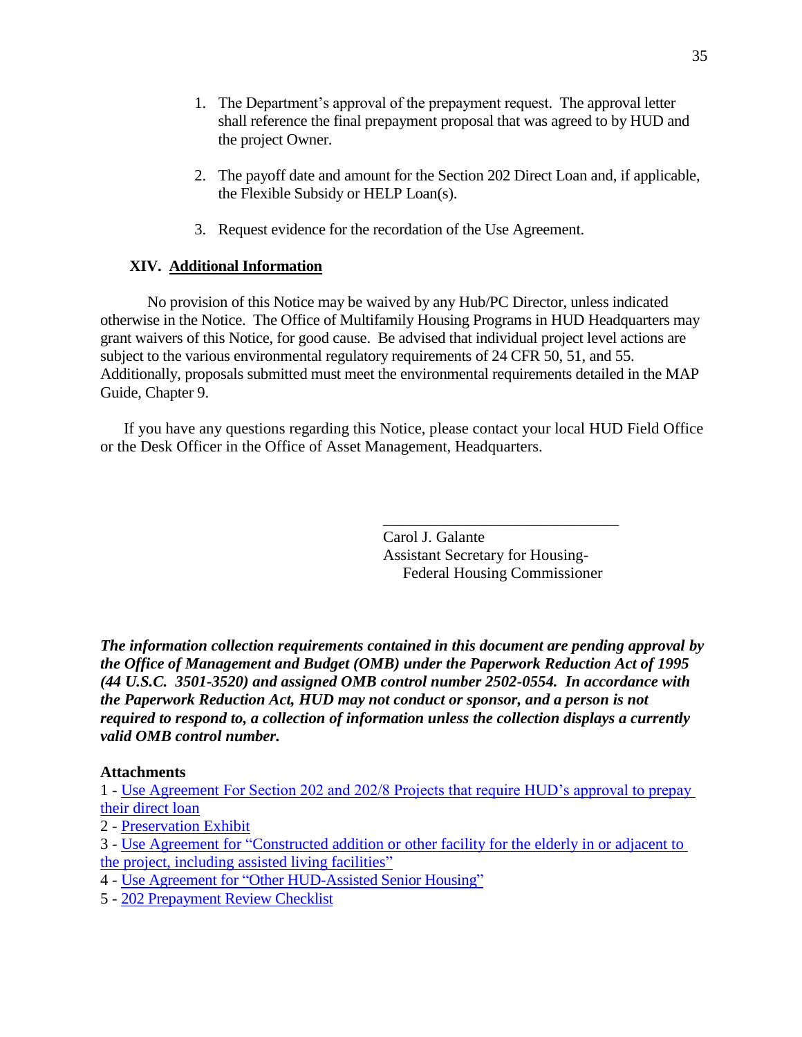1. The Department's approval of the prepayment request. The approval letter shall reference the final prepayment proposal that was agreed to by HUD and the project Owner.

2. The payoff date and amount for the Section 202 Direct Loan and, if applicable, the Flexible Subsidy or HELP Loan(s).

3. Request evidence for the recordation of the Use Agreement.

## XIV. Additional Information

No provision of this Notice may be waived by any Hub/PC Director, unless indicated otherwise in the Notice. The Office of Multifamily Housing Programs in HUD Headquarters may grant waivers of this Notice, for good cause. Be advised that individual project level actions are subject to the various environmental regulatory requirements of 24 CFR 50, 51, and 55. Additionally, proposals submitted must meet the environmental requirements detailed in the MAP Guide, Chapter 9.

If you have any questions regarding this Notice, please contact your local HUD Field Office or the Desk Officer in the Office of Asset Management, Headquarters.

\_\_\_\_\_\_\_\_\_\_\_\_\_\_\_\_\_\_\_\_\_\_\_\_\_\_\_\_\_\_\_\_

Carol J. Galante
Assistant Secretary for Housing-
Federal Housing Commissioner

***The information collection requirements contained in this document are pending approval by the Office of Management and Budget (OMB) under the Paperwork Reduction Act of 1995 (44 U.S.C. 3501-3520) and assigned OMB control number 2502-0554. In accordance with the Paperwork Reduction Act, HUD may not conduct or sponsor, and a person is not required to respond to, a collection of information unless the collection displays a currently valid OMB control number.***

**Attachments**

1 - Use Agreement For Section 202 and 202/8 Projects that require HUD's approval to prepay their direct loan
2 - Preservation Exhibit
3 - Use Agreement for "Constructed addition or other facility for the elderly in or adjacent to the project, including assisted living facilities"
4 - Use Agreement for "Other HUD-Assisted Senior Housing"
5 - 202 Prepayment Review Checklist